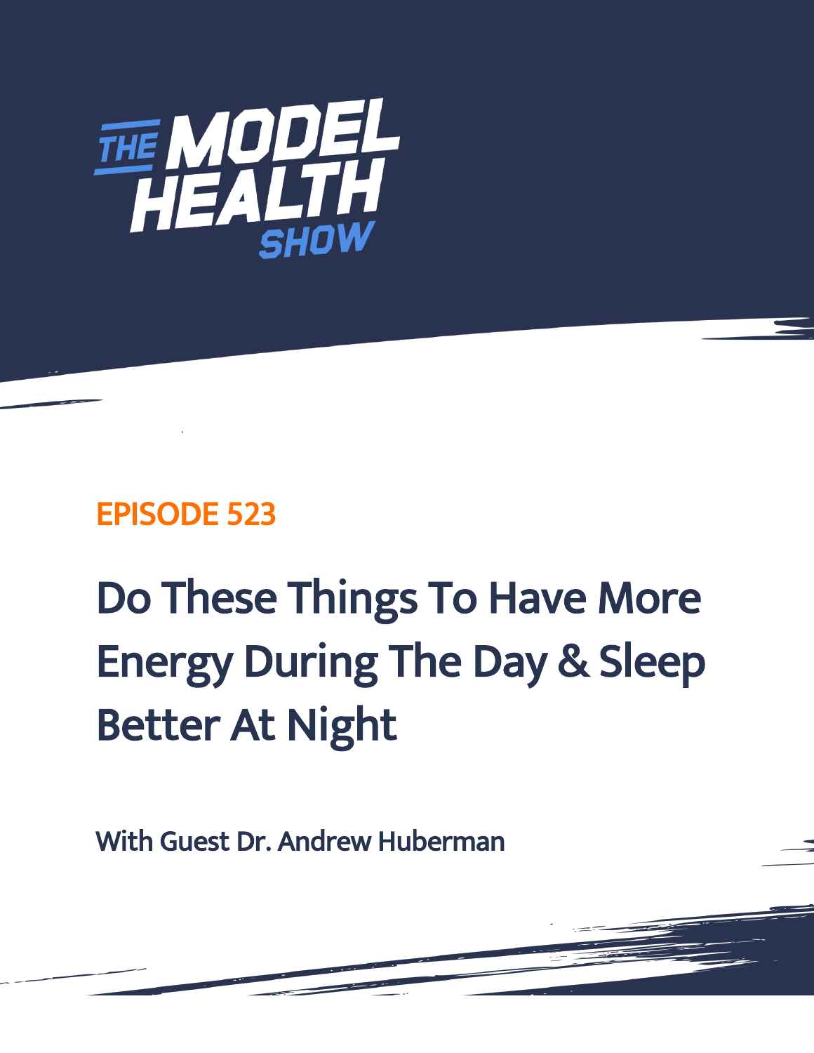# THE MODEL HEALTH SHOW

## EPISODE 523

# Do These Things To Have More Energy During The Day & Sleep Better At Night

**With Guest Dr. Andrew Huberman**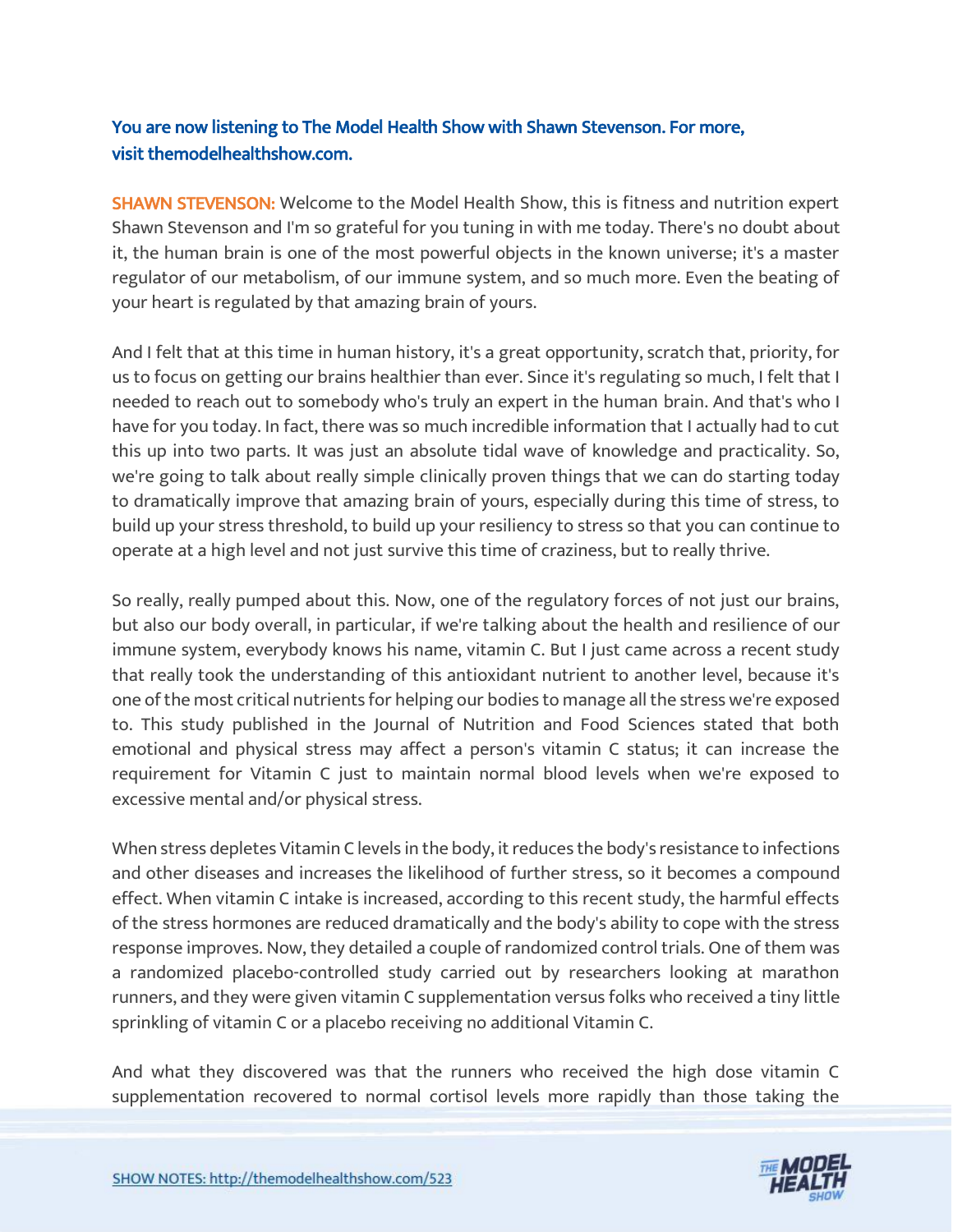You are now listening to The Model Health Show with Shawn Stevenson. For more, visit themodelhealthshow.com.

**SHAWN STEVENSON:** Welcome to the Model Health Show, this is fitness and nutrition expert Shawn Stevenson and I'm so grateful for you tuning in with me today. There's no doubt about it, the human brain is one of the most powerful objects in the known universe; it's a master regulator of our metabolism, of our immune system, and so much more. Even the beating of your heart is regulated by that amazing brain of yours.

And I felt that at this time in human history, it's a great opportunity, scratch that, priority, for us to focus on getting our brains healthier than ever. Since it's regulating so much, I felt that I needed to reach out to somebody who's truly an expert in the human brain. And that's who I have for you today. In fact, there was so much incredible information that I actually had to cut this up into two parts. It was just an absolute tidal wave of knowledge and practicality. So, we're going to talk about really simple clinically proven things that we can do starting today to dramatically improve that amazing brain of yours, especially during this time of stress, to build up your stress threshold, to build up your resiliency to stress so that you can continue to operate at a high level and not just survive this time of craziness, but to really thrive.

So really, really pumped about this. Now, one of the regulatory forces of not just our brains, but also our body overall, in particular, if we're talking about the health and resilience of our immune system, everybody knows his name, vitamin C. But I just came across a recent study that really took the understanding of this antioxidant nutrient to another level, because it's one of the most critical nutrients for helping our bodies to manage all the stress we're exposed to. This study published in the Journal of Nutrition and Food Sciences stated that both emotional and physical stress may affect a person's vitamin C status; it can increase the requirement for Vitamin C just to maintain normal blood levels when we're exposed to excessive mental and/or physical stress.

When stress depletes Vitamin C levels in the body, it reduces the body's resistance to infections and other diseases and increases the likelihood of further stress, so it becomes a compound effect. When vitamin C intake is increased, according to this recent study, the harmful effects of the stress hormones are reduced dramatically and the body's ability to cope with the stress response improves. Now, they detailed a couple of randomized control trials. One of them was a randomized placebo-controlled study carried out by researchers looking at marathon runners, and they were given vitamin C supplementation versus folks who received a tiny little sprinkling of vitamin C or a placebo receiving no additional Vitamin C.

And what they discovered was that the runners who received the high dose vitamin C supplementation recovered to normal cortisol levels more rapidly than those taking the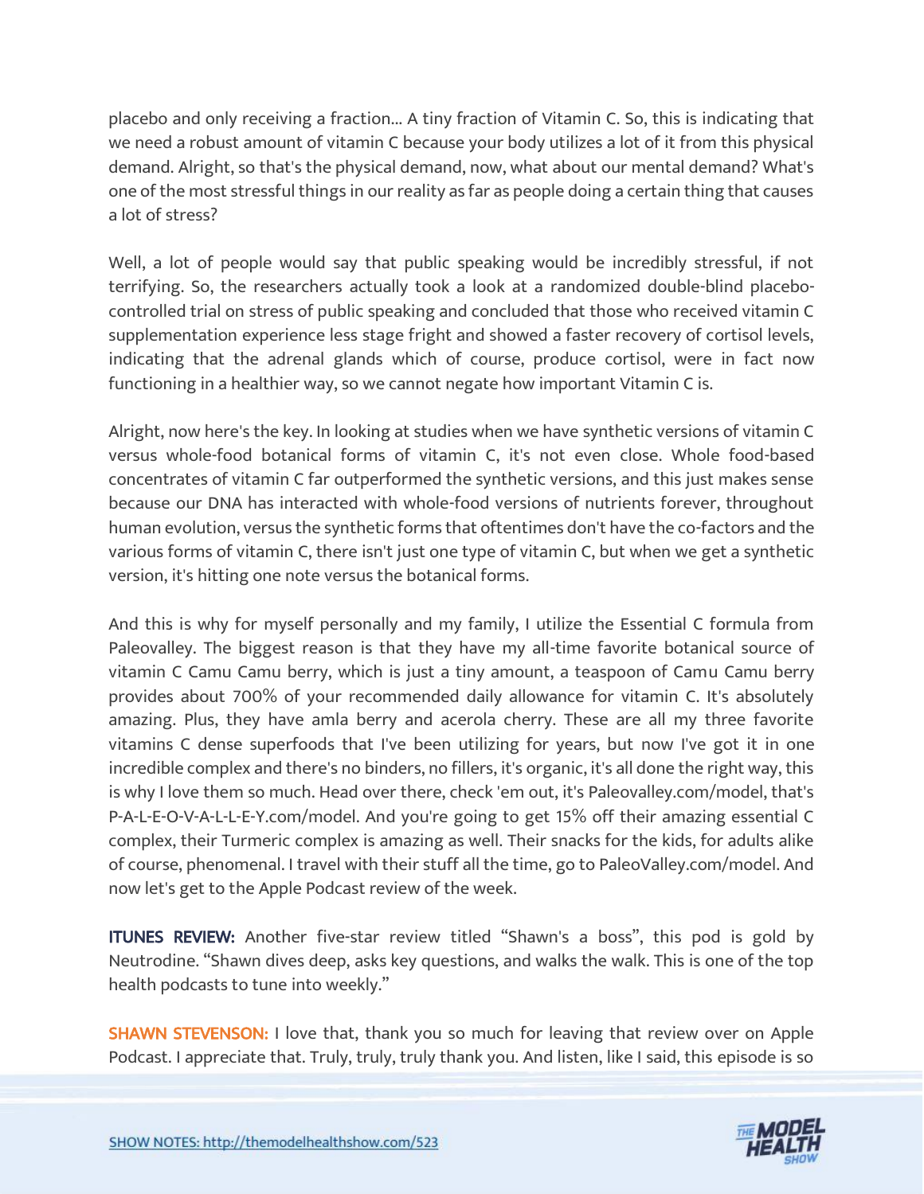placebo and only receiving a fraction... A tiny fraction of Vitamin C. So, this is indicating that we need a robust amount of vitamin C because your body utilizes a lot of it from this physical demand. Alright, so that's the physical demand, now, what about our mental demand? What's one of the most stressful things in our reality as far as people doing a certain thing that causes a lot of stress?

Well, a lot of people would say that public speaking would be incredibly stressful, if not terrifying. So, the researchers actually took a look at a randomized double-blind placebo-controlled trial on stress of public speaking and concluded that those who received vitamin C supplementation experience less stage fright and showed a faster recovery of cortisol levels, indicating that the adrenal glands which of course, produce cortisol, were in fact now functioning in a healthier way, so we cannot negate how important Vitamin C is.

Alright, now here's the key. In looking at studies when we have synthetic versions of vitamin C versus whole-food botanical forms of vitamin C, it's not even close. Whole food-based concentrates of vitamin C far outperformed the synthetic versions, and this just makes sense because our DNA has interacted with whole-food versions of nutrients forever, throughout human evolution, versus the synthetic forms that oftentimes don't have the co-factors and the various forms of vitamin C, there isn't just one type of vitamin C, but when we get a synthetic version, it's hitting one note versus the botanical forms.

And this is why for myself personally and my family, I utilize the Essential C formula from Paleovalley. The biggest reason is that they have my all-time favorite botanical source of vitamin C Camu Camu berry, which is just a tiny amount, a teaspoon of Camu Camu berry provides about 700% of your recommended daily allowance for vitamin C. It's absolutely amazing. Plus, they have amla berry and acerola cherry. These are all my three favorite vitamins C dense superfoods that I've been utilizing for years, but now I've got it in one incredible complex and there's no binders, no fillers, it's organic, it's all done the right way, this is why I love them so much. Head over there, check 'em out, it's Paleovalley.com/model, that's P-A-L-E-O-V-A-L-L-E-Y.com/model. And you're going to get 15% off their amazing essential C complex, their Turmeric complex is amazing as well. Their snacks for the kids, for adults alike of course, phenomenal. I travel with their stuff all the time, go to PaleoValley.com/model. And now let's get to the Apple Podcast review of the week.

**ITUNES REVIEW:** Another five-star review titled "Shawn's a boss", this pod is gold by Neutrodine. "Shawn dives deep, asks key questions, and walks the walk. This is one of the top health podcasts to tune into weekly."

**SHAWN STEVENSON:** I love that, thank you so much for leaving that review over on Apple Podcast. I appreciate that. Truly, truly, truly thank you. And listen, like I said, this episode is so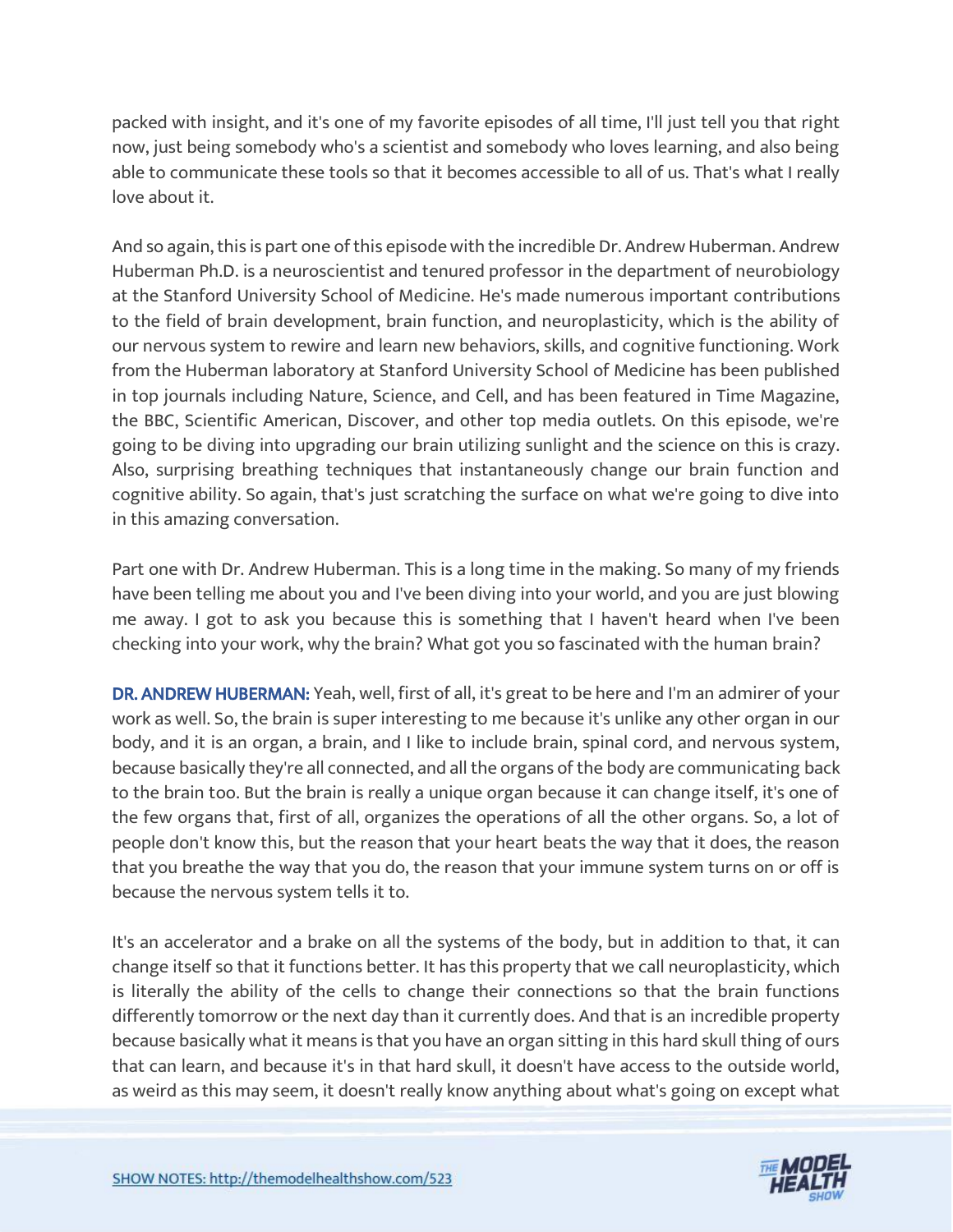packed with insight, and it's one of my favorite episodes of all time, I'll just tell you that right now, just being somebody who's a scientist and somebody who loves learning, and also being able to communicate these tools so that it becomes accessible to all of us. That's what I really love about it.

And so again, this is part one of this episode with the incredible Dr. Andrew Huberman. Andrew Huberman Ph.D. is a neuroscientist and tenured professor in the department of neurobiology at the Stanford University School of Medicine. He's made numerous important contributions to the field of brain development, brain function, and neuroplasticity, which is the ability of our nervous system to rewire and learn new behaviors, skills, and cognitive functioning. Work from the Huberman laboratory at Stanford University School of Medicine has been published in top journals including Nature, Science, and Cell, and has been featured in Time Magazine, the BBC, Scientific American, Discover, and other top media outlets. On this episode, we're going to be diving into upgrading our brain utilizing sunlight and the science on this is crazy. Also, surprising breathing techniques that instantaneously change our brain function and cognitive ability. So again, that's just scratching the surface on what we're going to dive into in this amazing conversation.

Part one with Dr. Andrew Huberman. This is a long time in the making. So many of my friends have been telling me about you and I've been diving into your world, and you are just blowing me away. I got to ask you because this is something that I haven't heard when I've been checking into your work, why the brain? What got you so fascinated with the human brain?

**DR. ANDREW HUBERMAN:** Yeah, well, first of all, it's great to be here and I'm an admirer of your work as well. So, the brain is super interesting to me because it's unlike any other organ in our body, and it is an organ, a brain, and I like to include brain, spinal cord, and nervous system, because basically they're all connected, and all the organs of the body are communicating back to the brain too. But the brain is really a unique organ because it can change itself, it's one of the few organs that, first of all, organizes the operations of all the other organs. So, a lot of people don't know this, but the reason that your heart beats the way that it does, the reason that you breathe the way that you do, the reason that your immune system turns on or off is because the nervous system tells it to.

It's an accelerator and a brake on all the systems of the body, but in addition to that, it can change itself so that it functions better. It has this property that we call neuroplasticity, which is literally the ability of the cells to change their connections so that the brain functions differently tomorrow or the next day than it currently does. And that is an incredible property because basically what it means is that you have an organ sitting in this hard skull thing of ours that can learn, and because it's in that hard skull, it doesn't have access to the outside world, as weird as this may seem, it doesn't really know anything about what's going on except what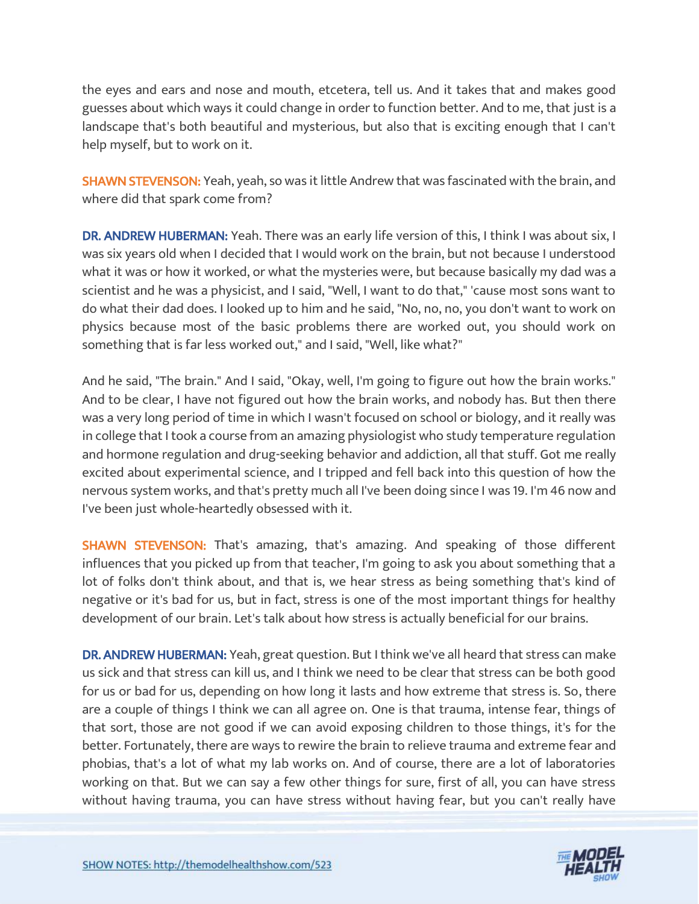the eyes and ears and nose and mouth, etcetera, tell us. And it takes that and makes good guesses about which ways it could change in order to function better. And to me, that just is a landscape that's both beautiful and mysterious, but also that is exciting enough that I can't help myself, but to work on it.

**SHAWN STEVENSON:** Yeah, yeah, so was it little Andrew that was fascinated with the brain, and where did that spark come from?

**DR. ANDREW HUBERMAN:** Yeah. There was an early life version of this, I think I was about six, I was six years old when I decided that I would work on the brain, but not because I understood what it was or how it worked, or what the mysteries were, but because basically my dad was a scientist and he was a physicist, and I said, "Well, I want to do that," 'cause most sons want to do what their dad does. I looked up to him and he said, "No, no, no, you don't want to work on physics because most of the basic problems there are worked out, you should work on something that is far less worked out," and I said, "Well, like what?"

And he said, "The brain." And I said, "Okay, well, I'm going to figure out how the brain works." And to be clear, I have not figured out how the brain works, and nobody has. But then there was a very long period of time in which I wasn't focused on school or biology, and it really was in college that I took a course from an amazing physiologist who study temperature regulation and hormone regulation and drug-seeking behavior and addiction, all that stuff. Got me really excited about experimental science, and I tripped and fell back into this question of how the nervous system works, and that's pretty much all I've been doing since I was 19. I'm 46 now and I've been just whole-heartedly obsessed with it.

**SHAWN STEVENSON:** That's amazing, that's amazing. And speaking of those different influences that you picked up from that teacher, I'm going to ask you about something that a lot of folks don't think about, and that is, we hear stress as being something that's kind of negative or it's bad for us, but in fact, stress is one of the most important things for healthy development of our brain. Let's talk about how stress is actually beneficial for our brains.

**DR. ANDREW HUBERMAN:** Yeah, great question. But I think we've all heard that stress can make us sick and that stress can kill us, and I think we need to be clear that stress can be both good for us or bad for us, depending on how long it lasts and how extreme that stress is. So, there are a couple of things I think we can all agree on. One is that trauma, intense fear, things of that sort, those are not good if we can avoid exposing children to those things, it's for the better. Fortunately, there are ways to rewire the brain to relieve trauma and extreme fear and phobias, that's a lot of what my lab works on. And of course, there are a lot of laboratories working on that. But we can say a few other things for sure, first of all, you can have stress without having trauma, you can have stress without having fear, but you can't really have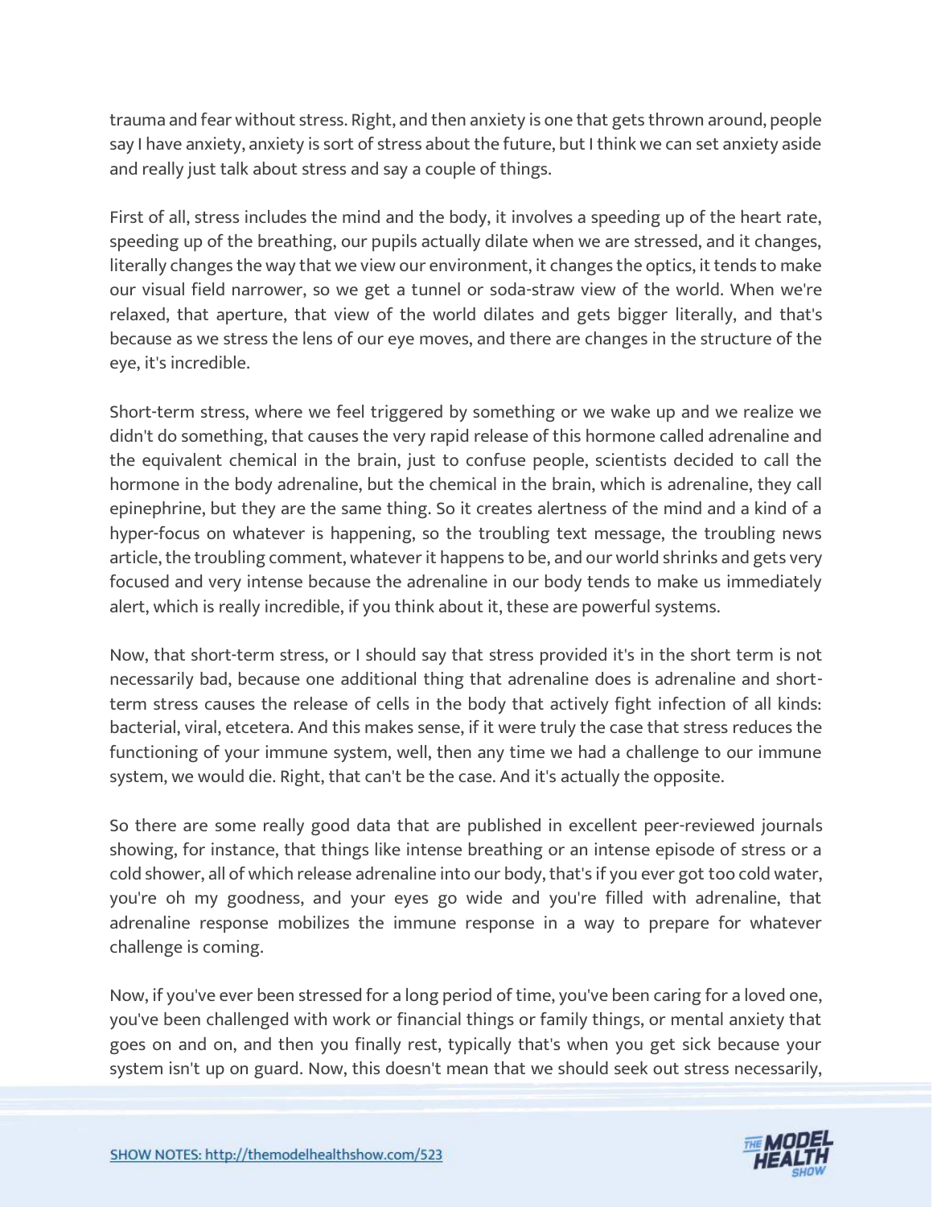trauma and fear without stress. Right, and then anxiety is one that gets thrown around, people say I have anxiety, anxiety is sort of stress about the future, but I think we can set anxiety aside and really just talk about stress and say a couple of things.

First of all, stress includes the mind and the body, it involves a speeding up of the heart rate, speeding up of the breathing, our pupils actually dilate when we are stressed, and it changes, literally changes the way that we view our environment, it changes the optics, it tends to make our visual field narrower, so we get a tunnel or soda-straw view of the world. When we're relaxed, that aperture, that view of the world dilates and gets bigger literally, and that's because as we stress the lens of our eye moves, and there are changes in the structure of the eye, it's incredible.

Short-term stress, where we feel triggered by something or we wake up and we realize we didn't do something, that causes the very rapid release of this hormone called adrenaline and the equivalent chemical in the brain, just to confuse people, scientists decided to call the hormone in the body adrenaline, but the chemical in the brain, which is adrenaline, they call epinephrine, but they are the same thing. So it creates alertness of the mind and a kind of a hyper-focus on whatever is happening, so the troubling text message, the troubling news article, the troubling comment, whatever it happens to be, and our world shrinks and gets very focused and very intense because the adrenaline in our body tends to make us immediately alert, which is really incredible, if you think about it, these are powerful systems.

Now, that short-term stress, or I should say that stress provided it's in the short term is not necessarily bad, because one additional thing that adrenaline does is adrenaline and short-term stress causes the release of cells in the body that actively fight infection of all kinds: bacterial, viral, etcetera. And this makes sense, if it were truly the case that stress reduces the functioning of your immune system, well, then any time we had a challenge to our immune system, we would die. Right, that can't be the case. And it's actually the opposite.

So there are some really good data that are published in excellent peer-reviewed journals showing, for instance, that things like intense breathing or an intense episode of stress or a cold shower, all of which release adrenaline into our body, that's if you ever got too cold water, you're oh my goodness, and your eyes go wide and you're filled with adrenaline, that adrenaline response mobilizes the immune response in a way to prepare for whatever challenge is coming.

Now, if you've ever been stressed for a long period of time, you've been caring for a loved one, you've been challenged with work or financial things or family things, or mental anxiety that goes on and on, and then you finally rest, typically that's when you get sick because your system isn't up on guard. Now, this doesn't mean that we should seek out stress necessarily,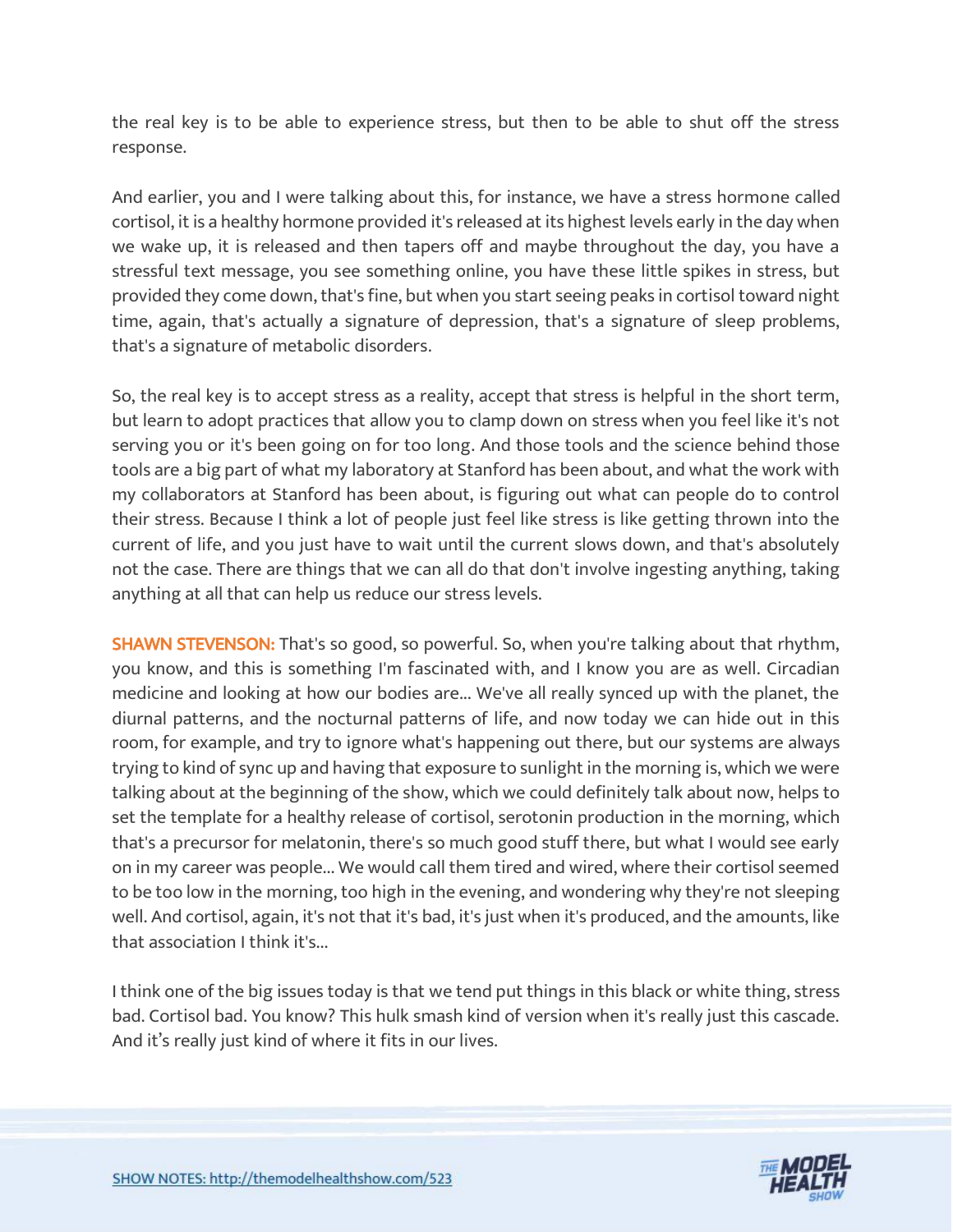the real key is to be able to experience stress, but then to be able to shut off the stress response.

And earlier, you and I were talking about this, for instance, we have a stress hormone called cortisol, it is a healthy hormone provided it's released at its highest levels early in the day when we wake up, it is released and then tapers off and maybe throughout the day, you have a stressful text message, you see something online, you have these little spikes in stress, but provided they come down, that's fine, but when you start seeing peaks in cortisol toward night time, again, that's actually a signature of depression, that's a signature of sleep problems, that's a signature of metabolic disorders.

So, the real key is to accept stress as a reality, accept that stress is helpful in the short term, but learn to adopt practices that allow you to clamp down on stress when you feel like it's not serving you or it's been going on for too long. And those tools and the science behind those tools are a big part of what my laboratory at Stanford has been about, and what the work with my collaborators at Stanford has been about, is figuring out what can people do to control their stress. Because I think a lot of people just feel like stress is like getting thrown into the current of life, and you just have to wait until the current slows down, and that's absolutely not the case. There are things that we can all do that don't involve ingesting anything, taking anything at all that can help us reduce our stress levels.

**SHAWN STEVENSON:** That's so good, so powerful. So, when you're talking about that rhythm, you know, and this is something I'm fascinated with, and I know you are as well. Circadian medicine and looking at how our bodies are... We've all really synced up with the planet, the diurnal patterns, and the nocturnal patterns of life, and now today we can hide out in this room, for example, and try to ignore what's happening out there, but our systems are always trying to kind of sync up and having that exposure to sunlight in the morning is, which we were talking about at the beginning of the show, which we could definitely talk about now, helps to set the template for a healthy release of cortisol, serotonin production in the morning, which that's a precursor for melatonin, there's so much good stuff there, but what I would see early on in my career was people... We would call them tired and wired, where their cortisol seemed to be too low in the morning, too high in the evening, and wondering why they're not sleeping well. And cortisol, again, it's not that it's bad, it's just when it's produced, and the amounts, like that association I think it's...

I think one of the big issues today is that we tend put things in this black or white thing, stress bad. Cortisol bad. You know? This hulk smash kind of version when it's really just this cascade. And it’s really just kind of where it fits in our lives.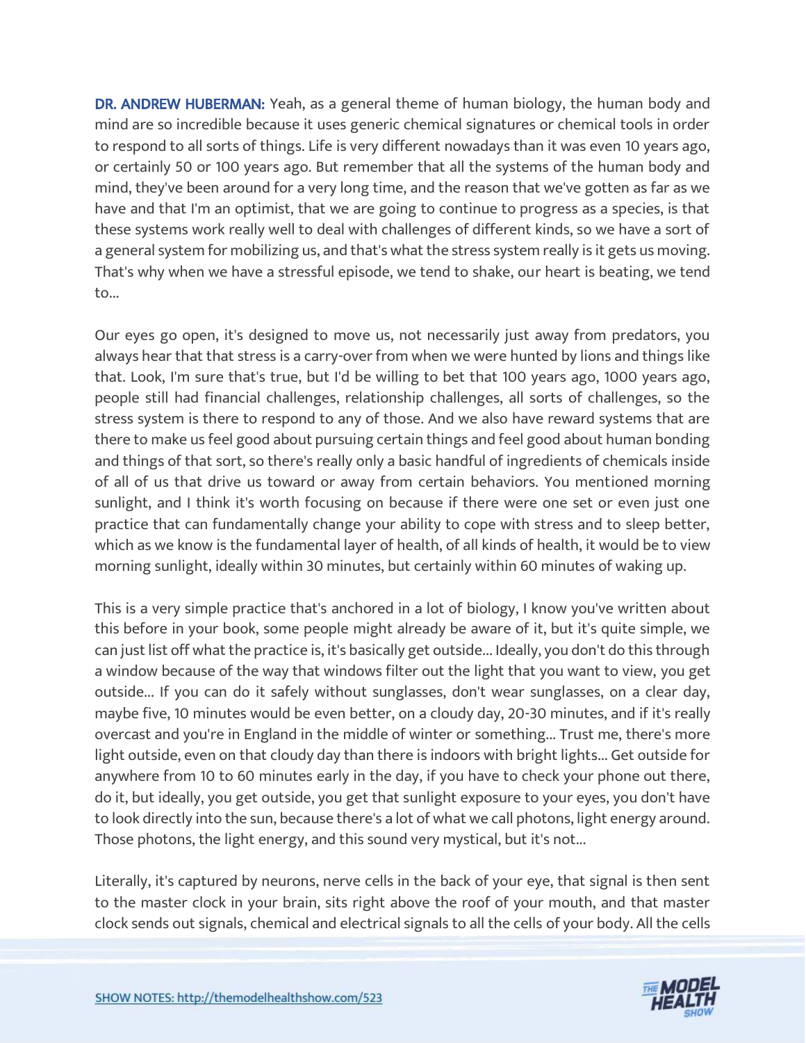**DR. ANDREW HUBERMAN:** Yeah, as a general theme of human biology, the human body and mind are so incredible because it uses generic chemical signatures or chemical tools in order to respond to all sorts of things. Life is very different nowadays than it was even 10 years ago, or certainly 50 or 100 years ago. But remember that all the systems of the human body and mind, they've been around for a very long time, and the reason that we've gotten as far as we have and that I'm an optimist, that we are going to continue to progress as a species, is that these systems work really well to deal with challenges of different kinds, so we have a sort of a general system for mobilizing us, and that's what the stress system really is it gets us moving. That's why when we have a stressful episode, we tend to shake, our heart is beating, we tend to...

Our eyes go open, it's designed to move us, not necessarily just away from predators, you always hear that that stress is a carry-over from when we were hunted by lions and things like that. Look, I'm sure that's true, but I'd be willing to bet that 100 years ago, 1000 years ago, people still had financial challenges, relationship challenges, all sorts of challenges, so the stress system is there to respond to any of those. And we also have reward systems that are there to make us feel good about pursuing certain things and feel good about human bonding and things of that sort, so there's really only a basic handful of ingredients of chemicals inside of all of us that drive us toward or away from certain behaviors. You mentioned morning sunlight, and I think it's worth focusing on because if there were one set or even just one practice that can fundamentally change your ability to cope with stress and to sleep better, which as we know is the fundamental layer of health, of all kinds of health, it would be to view morning sunlight, ideally within 30 minutes, but certainly within 60 minutes of waking up.

This is a very simple practice that's anchored in a lot of biology, I know you've written about this before in your book, some people might already be aware of it, but it's quite simple, we can just list off what the practice is, it's basically get outside... Ideally, you don't do this through a window because of the way that windows filter out the light that you want to view, you get outside... If you can do it safely without sunglasses, don't wear sunglasses, on a clear day, maybe five, 10 minutes would be even better, on a cloudy day, 20-30 minutes, and if it's really overcast and you're in England in the middle of winter or something... Trust me, there's more light outside, even on that cloudy day than there is indoors with bright lights... Get outside for anywhere from 10 to 60 minutes early in the day, if you have to check your phone out there, do it, but ideally, you get outside, you get that sunlight exposure to your eyes, you don't have to look directly into the sun, because there's a lot of what we call photons, light energy around. Those photons, the light energy, and this sound very mystical, but it's not...

Literally, it's captured by neurons, nerve cells in the back of your eye, that signal is then sent to the master clock in your brain, sits right above the roof of your mouth, and that master clock sends out signals, chemical and electrical signals to all the cells of your body. All the cells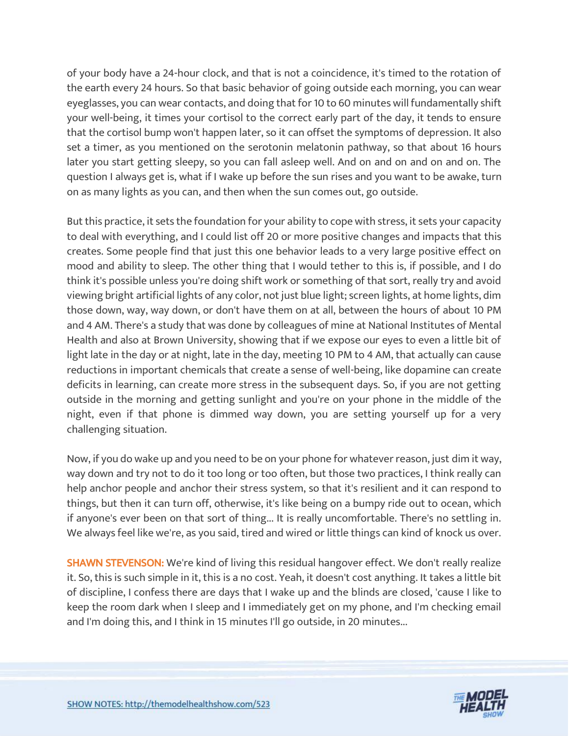of your body have a 24-hour clock, and that is not a coincidence, it's timed to the rotation of the earth every 24 hours. So that basic behavior of going outside each morning, you can wear eyeglasses, you can wear contacts, and doing that for 10 to 60 minutes will fundamentally shift your well-being, it times your cortisol to the correct early part of the day, it tends to ensure that the cortisol bump won't happen later, so it can offset the symptoms of depression. It also set a timer, as you mentioned on the serotonin melatonin pathway, so that about 16 hours later you start getting sleepy, so you can fall asleep well. And on and on and on and on. The question I always get is, what if I wake up before the sun rises and you want to be awake, turn on as many lights as you can, and then when the sun comes out, go outside.

But this practice, it sets the foundation for your ability to cope with stress, it sets your capacity to deal with everything, and I could list off 20 or more positive changes and impacts that this creates. Some people find that just this one behavior leads to a very large positive effect on mood and ability to sleep. The other thing that I would tether to this is, if possible, and I do think it's possible unless you're doing shift work or something of that sort, really try and avoid viewing bright artificial lights of any color, not just blue light; screen lights, at home lights, dim those down, way, way down, or don't have them on at all, between the hours of about 10 PM and 4 AM. There's a study that was done by colleagues of mine at National Institutes of Mental Health and also at Brown University, showing that if we expose our eyes to even a little bit of light late in the day or at night, late in the day, meeting 10 PM to 4 AM, that actually can cause reductions in important chemicals that create a sense of well-being, like dopamine can create deficits in learning, can create more stress in the subsequent days. So, if you are not getting outside in the morning and getting sunlight and you're on your phone in the middle of the night, even if that phone is dimmed way down, you are setting yourself up for a very challenging situation.

Now, if you do wake up and you need to be on your phone for whatever reason, just dim it way, way down and try not to do it too long or too often, but those two practices, I think really can help anchor people and anchor their stress system, so that it's resilient and it can respond to things, but then it can turn off, otherwise, it's like being on a bumpy ride out to ocean, which if anyone's ever been on that sort of thing... It is really uncomfortable. There's no settling in. We always feel like we're, as you said, tired and wired or little things can kind of knock us over.

**SHAWN STEVENSON:** We're kind of living this residual hangover effect. We don't really realize it. So, this is such simple in it, this is a no cost. Yeah, it doesn't cost anything. It takes a little bit of discipline, I confess there are days that I wake up and the blinds are closed, 'cause I like to keep the room dark when I sleep and I immediately get on my phone, and I'm checking email and I'm doing this, and I think in 15 minutes I'll go outside, in 20 minutes...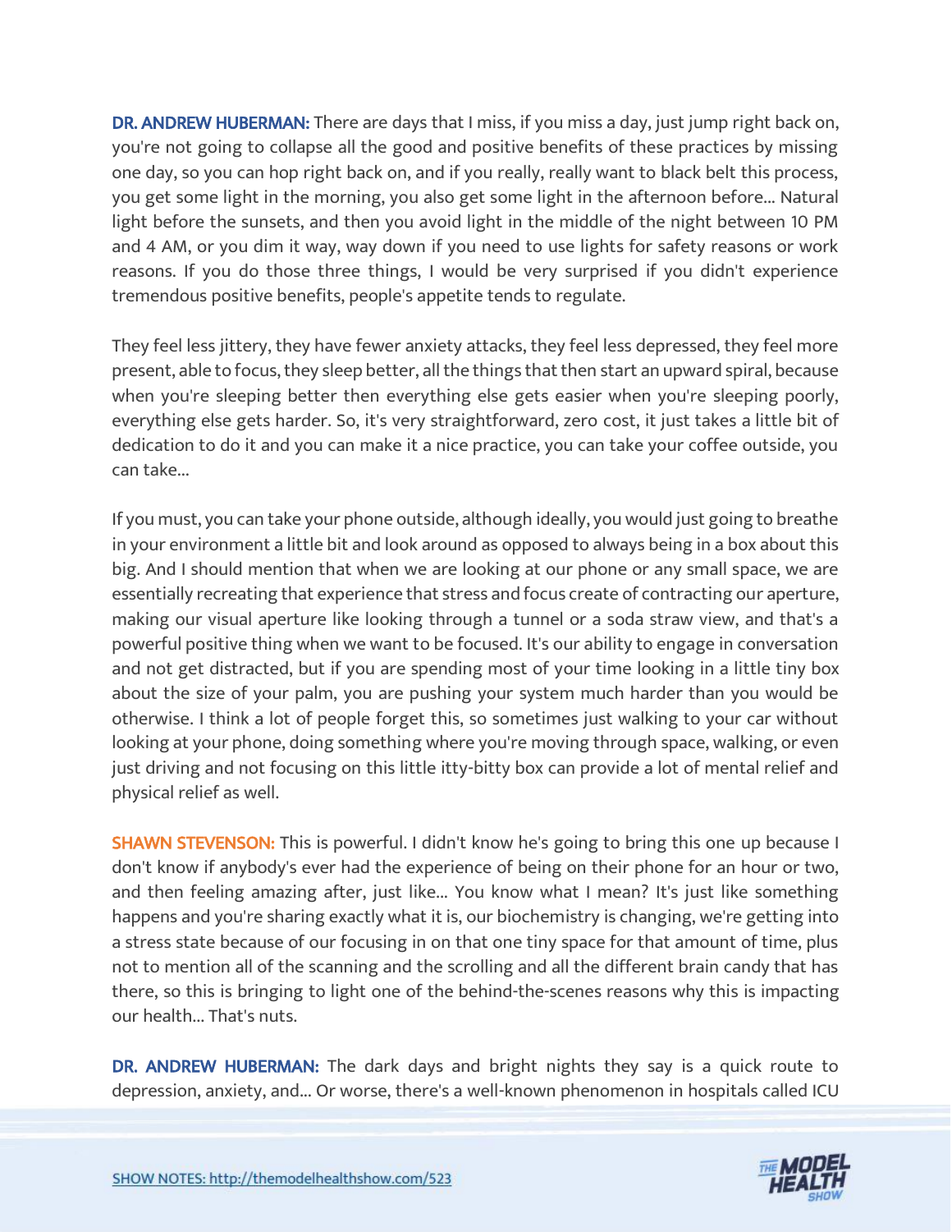**DR. ANDREW HUBERMAN:** There are days that I miss, if you miss a day, just jump right back on, you're not going to collapse all the good and positive benefits of these practices by missing one day, so you can hop right back on, and if you really, really want to black belt this process, you get some light in the morning, you also get some light in the afternoon before... Natural light before the sunsets, and then you avoid light in the middle of the night between 10 PM and 4 AM, or you dim it way, way down if you need to use lights for safety reasons or work reasons. If you do those three things, I would be very surprised if you didn't experience tremendous positive benefits, people's appetite tends to regulate.

They feel less jittery, they have fewer anxiety attacks, they feel less depressed, they feel more present, able to focus, they sleep better, all the things that then start an upward spiral, because when you're sleeping better then everything else gets easier when you're sleeping poorly, everything else gets harder. So, it's very straightforward, zero cost, it just takes a little bit of dedication to do it and you can make it a nice practice, you can take your coffee outside, you can take...

If you must, you can take your phone outside, although ideally, you would just going to breathe in your environment a little bit and look around as opposed to always being in a box about this big. And I should mention that when we are looking at our phone or any small space, we are essentially recreating that experience that stress and focus create of contracting our aperture, making our visual aperture like looking through a tunnel or a soda straw view, and that's a powerful positive thing when we want to be focused. It's our ability to engage in conversation and not get distracted, but if you are spending most of your time looking in a little tiny box about the size of your palm, you are pushing your system much harder than you would be otherwise. I think a lot of people forget this, so sometimes just walking to your car without looking at your phone, doing something where you're moving through space, walking, or even just driving and not focusing on this little itty-bitty box can provide a lot of mental relief and physical relief as well.

**SHAWN STEVENSON:** This is powerful. I didn't know he's going to bring this one up because I don't know if anybody's ever had the experience of being on their phone for an hour or two, and then feeling amazing after, just like... You know what I mean? It's just like something happens and you're sharing exactly what it is, our biochemistry is changing, we're getting into a stress state because of our focusing in on that one tiny space for that amount of time, plus not to mention all of the scanning and the scrolling and all the different brain candy that has there, so this is bringing to light one of the behind-the-scenes reasons why this is impacting our health... That's nuts.

**DR. ANDREW HUBERMAN:** The dark days and bright nights they say is a quick route to depression, anxiety, and... Or worse, there's a well-known phenomenon in hospitals called ICU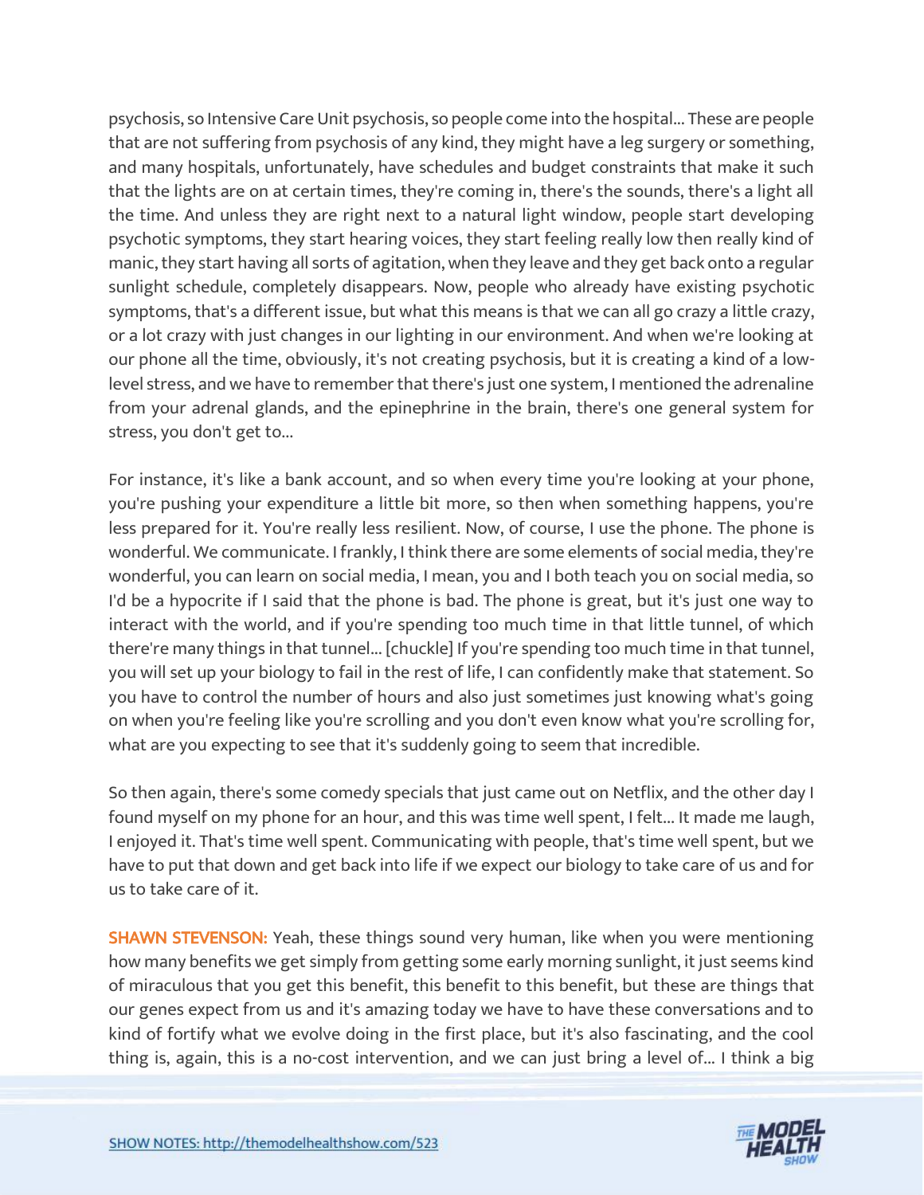psychosis, so Intensive Care Unit psychosis, so people come into the hospital... These are people that are not suffering from psychosis of any kind, they might have a leg surgery or something, and many hospitals, unfortunately, have schedules and budget constraints that make it such that the lights are on at certain times, they're coming in, there's the sounds, there's a light all the time. And unless they are right next to a natural light window, people start developing psychotic symptoms, they start hearing voices, they start feeling really low then really kind of manic, they start having all sorts of agitation, when they leave and they get back onto a regular sunlight schedule, completely disappears. Now, people who already have existing psychotic symptoms, that's a different issue, but what this means is that we can all go crazy a little crazy, or a lot crazy with just changes in our lighting in our environment. And when we're looking at our phone all the time, obviously, it's not creating psychosis, but it is creating a kind of a low-level stress, and we have to remember that there's just one system, I mentioned the adrenaline from your adrenal glands, and the epinephrine in the brain, there's one general system for stress, you don't get to...

For instance, it's like a bank account, and so when every time you're looking at your phone, you're pushing your expenditure a little bit more, so then when something happens, you're less prepared for it. You're really less resilient. Now, of course, I use the phone. The phone is wonderful. We communicate. I frankly, I think there are some elements of social media, they're wonderful, you can learn on social media, I mean, you and I both teach you on social media, so I'd be a hypocrite if I said that the phone is bad. The phone is great, but it's just one way to interact with the world, and if you're spending too much time in that little tunnel, of which there're many things in that tunnel... [chuckle] If you're spending too much time in that tunnel, you will set up your biology to fail in the rest of life, I can confidently make that statement. So you have to control the number of hours and also just sometimes just knowing what's going on when you're feeling like you're scrolling and you don't even know what you're scrolling for, what are you expecting to see that it's suddenly going to seem that incredible.

So then again, there's some comedy specials that just came out on Netflix, and the other day I found myself on my phone for an hour, and this was time well spent, I felt... It made me laugh, I enjoyed it. That's time well spent. Communicating with people, that's time well spent, but we have to put that down and get back into life if we expect our biology to take care of us and for us to take care of it.

**SHAWN STEVENSON:** Yeah, these things sound very human, like when you were mentioning how many benefits we get simply from getting some early morning sunlight, it just seems kind of miraculous that you get this benefit, this benefit to this benefit, but these are things that our genes expect from us and it's amazing today we have to have these conversations and to kind of fortify what we evolve doing in the first place, but it's also fascinating, and the cool thing is, again, this is a no-cost intervention, and we can just bring a level of... I think a big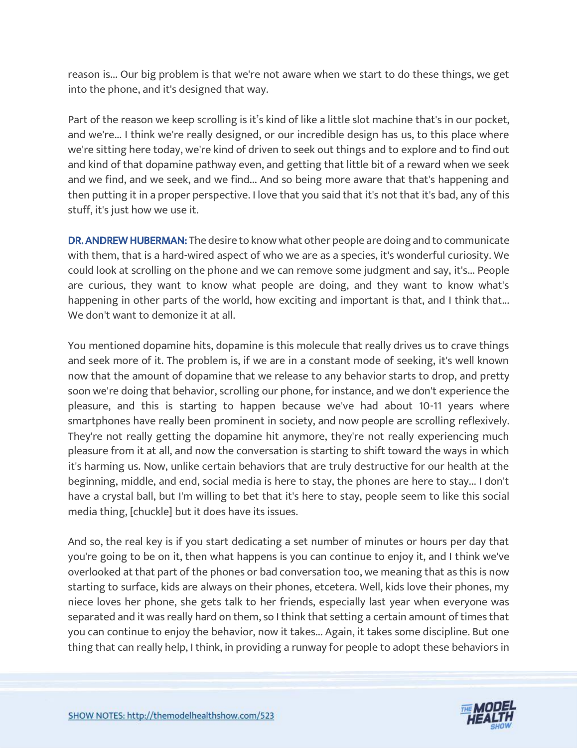reason is... Our big problem is that we're not aware when we start to do these things, we get into the phone, and it's designed that way.

Part of the reason we keep scrolling is it's kind of like a little slot machine that's in our pocket, and we're... I think we're really designed, or our incredible design has us, to this place where we're sitting here today, we're kind of driven to seek out things and to explore and to find out and kind of that dopamine pathway even, and getting that little bit of a reward when we seek and we find, and we seek, and we find... And so being more aware that that's happening and then putting it in a proper perspective. I love that you said that it's not that it's bad, any of this stuff, it's just how we use it.

**DR. ANDREW HUBERMAN:** The desire to know what other people are doing and to communicate with them, that is a hard-wired aspect of who we are as a species, it's wonderful curiosity. We could look at scrolling on the phone and we can remove some judgment and say, it's... People are curious, they want to know what people are doing, and they want to know what's happening in other parts of the world, how exciting and important is that, and I think that... We don't want to demonize it at all.

You mentioned dopamine hits, dopamine is this molecule that really drives us to crave things and seek more of it. The problem is, if we are in a constant mode of seeking, it's well known now that the amount of dopamine that we release to any behavior starts to drop, and pretty soon we're doing that behavior, scrolling our phone, for instance, and we don't experience the pleasure, and this is starting to happen because we've had about 10-11 years where smartphones have really been prominent in society, and now people are scrolling reflexively. They're not really getting the dopamine hit anymore, they're not really experiencing much pleasure from it at all, and now the conversation is starting to shift toward the ways in which it's harming us. Now, unlike certain behaviors that are truly destructive for our health at the beginning, middle, and end, social media is here to stay, the phones are here to stay... I don't have a crystal ball, but I'm willing to bet that it's here to stay, people seem to like this social media thing, [chuckle] but it does have its issues.

And so, the real key is if you start dedicating a set number of minutes or hours per day that you're going to be on it, then what happens is you can continue to enjoy it, and I think we've overlooked at that part of the phones or bad conversation too, we meaning that as this is now starting to surface, kids are always on their phones, etcetera. Well, kids love their phones, my niece loves her phone, she gets talk to her friends, especially last year when everyone was separated and it was really hard on them, so I think that setting a certain amount of times that you can continue to enjoy the behavior, now it takes... Again, it takes some discipline. But one thing that can really help, I think, in providing a runway for people to adopt these behaviors in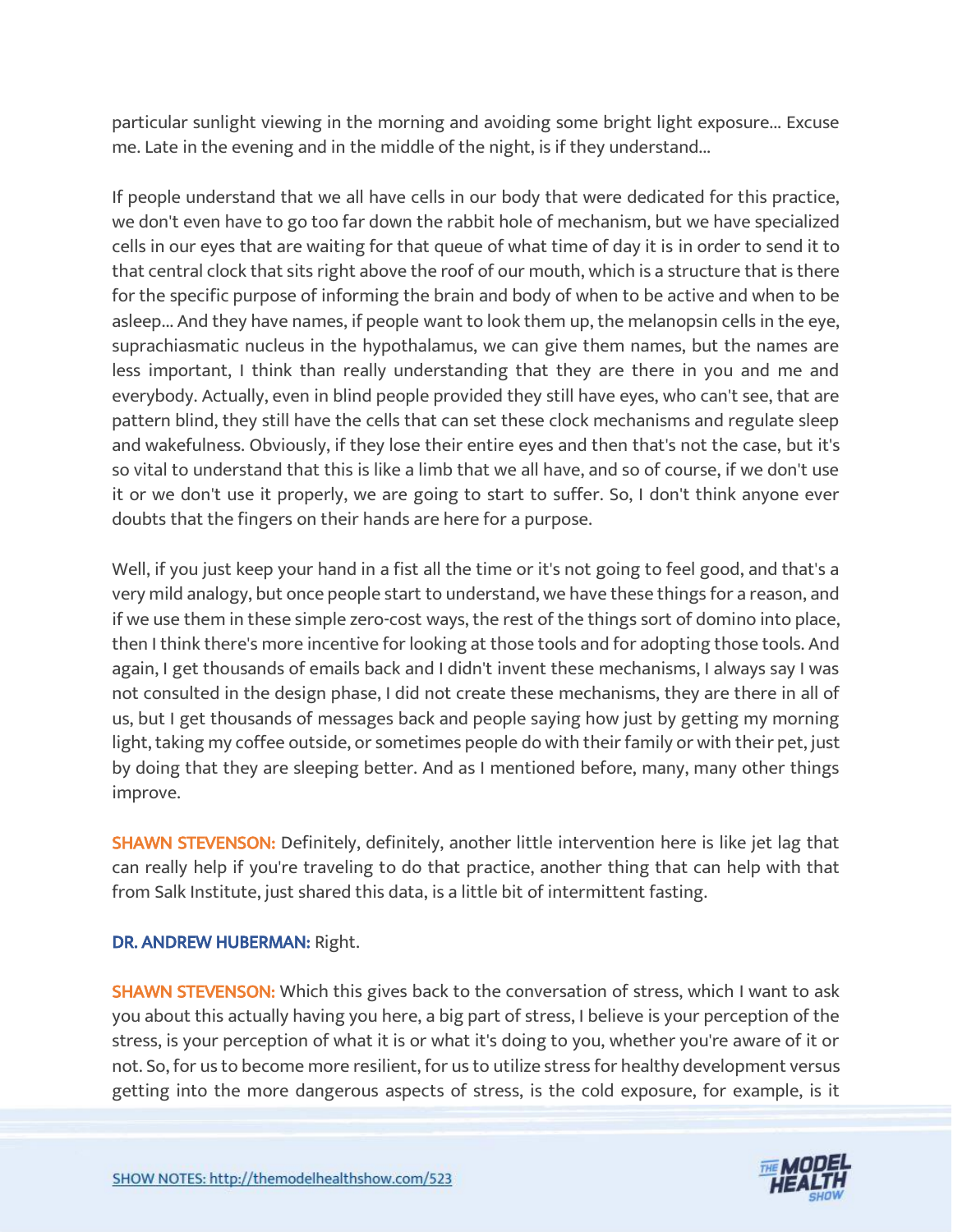particular sunlight viewing in the morning and avoiding some bright light exposure... Excuse me. Late in the evening and in the middle of the night, is if they understand...

If people understand that we all have cells in our body that were dedicated for this practice, we don't even have to go too far down the rabbit hole of mechanism, but we have specialized cells in our eyes that are waiting for that queue of what time of day it is in order to send it to that central clock that sits right above the roof of our mouth, which is a structure that is there for the specific purpose of informing the brain and body of when to be active and when to be asleep... And they have names, if people want to look them up, the melanopsin cells in the eye, suprachiasmatic nucleus in the hypothalamus, we can give them names, but the names are less important, I think than really understanding that they are there in you and me and everybody. Actually, even in blind people provided they still have eyes, who can't see, that are pattern blind, they still have the cells that can set these clock mechanisms and regulate sleep and wakefulness. Obviously, if they lose their entire eyes and then that's not the case, but it's so vital to understand that this is like a limb that we all have, and so of course, if we don't use it or we don't use it properly, we are going to start to suffer. So, I don't think anyone ever doubts that the fingers on their hands are here for a purpose.

Well, if you just keep your hand in a fist all the time or it's not going to feel good, and that's a very mild analogy, but once people start to understand, we have these things for a reason, and if we use them in these simple zero-cost ways, the rest of the things sort of domino into place, then I think there's more incentive for looking at those tools and for adopting those tools. And again, I get thousands of emails back and I didn't invent these mechanisms, I always say I was not consulted in the design phase, I did not create these mechanisms, they are there in all of us, but I get thousands of messages back and people saying how just by getting my morning light, taking my coffee outside, or sometimes people do with their family or with their pet, just by doing that they are sleeping better. And as I mentioned before, many, many other things improve.

**SHAWN STEVENSON:** Definitely, definitely, another little intervention here is like jet lag that can really help if you're traveling to do that practice, another thing that can help with that from Salk Institute, just shared this data, is a little bit of intermittent fasting.

**DR. ANDREW HUBERMAN:** Right.

**SHAWN STEVENSON:** Which this gives back to the conversation of stress, which I want to ask you about this actually having you here, a big part of stress, I believe is your perception of the stress, is your perception of what it is or what it's doing to you, whether you're aware of it or not. So, for us to become more resilient, for us to utilize stress for healthy development versus getting into the more dangerous aspects of stress, is the cold exposure, for example, is it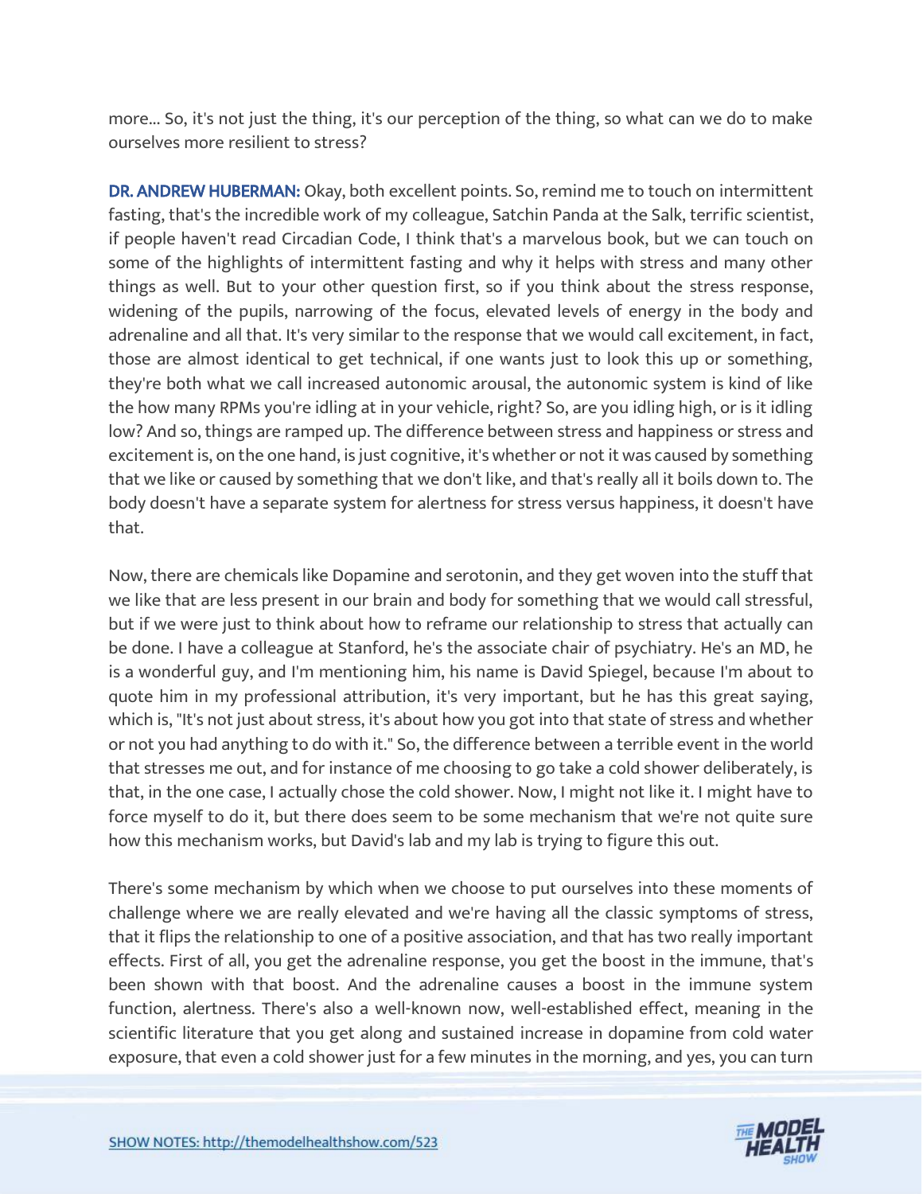more... So, it's not just the thing, it's our perception of the thing, so what can we do to make ourselves more resilient to stress?

**DR. ANDREW HUBERMAN:** Okay, both excellent points. So, remind me to touch on intermittent fasting, that's the incredible work of my colleague, Satchin Panda at the Salk, terrific scientist, if people haven't read Circadian Code, I think that's a marvelous book, but we can touch on some of the highlights of intermittent fasting and why it helps with stress and many other things as well. But to your other question first, so if you think about the stress response, widening of the pupils, narrowing of the focus, elevated levels of energy in the body and adrenaline and all that. It's very similar to the response that we would call excitement, in fact, those are almost identical to get technical, if one wants just to look this up or something, they're both what we call increased autonomic arousal, the autonomic system is kind of like the how many RPMs you're idling at in your vehicle, right? So, are you idling high, or is it idling low? And so, things are ramped up. The difference between stress and happiness or stress and excitement is, on the one hand, is just cognitive, it's whether or not it was caused by something that we like or caused by something that we don't like, and that's really all it boils down to. The body doesn't have a separate system for alertness for stress versus happiness, it doesn't have that.

Now, there are chemicals like Dopamine and serotonin, and they get woven into the stuff that we like that are less present in our brain and body for something that we would call stressful, but if we were just to think about how to reframe our relationship to stress that actually can be done. I have a colleague at Stanford, he's the associate chair of psychiatry. He's an MD, he is a wonderful guy, and I'm mentioning him, his name is David Spiegel, because I'm about to quote him in my professional attribution, it's very important, but he has this great saying, which is, "It's not just about stress, it's about how you got into that state of stress and whether or not you had anything to do with it." So, the difference between a terrible event in the world that stresses me out, and for instance of me choosing to go take a cold shower deliberately, is that, in the one case, I actually chose the cold shower. Now, I might not like it. I might have to force myself to do it, but there does seem to be some mechanism that we're not quite sure how this mechanism works, but David's lab and my lab is trying to figure this out.

There's some mechanism by which when we choose to put ourselves into these moments of challenge where we are really elevated and we're having all the classic symptoms of stress, that it flips the relationship to one of a positive association, and that has two really important effects. First of all, you get the adrenaline response, you get the boost in the immune, that's been shown with that boost. And the adrenaline causes a boost in the immune system function, alertness. There's also a well-known now, well-established effect, meaning in the scientific literature that you get along and sustained increase in dopamine from cold water exposure, that even a cold shower just for a few minutes in the morning, and yes, you can turn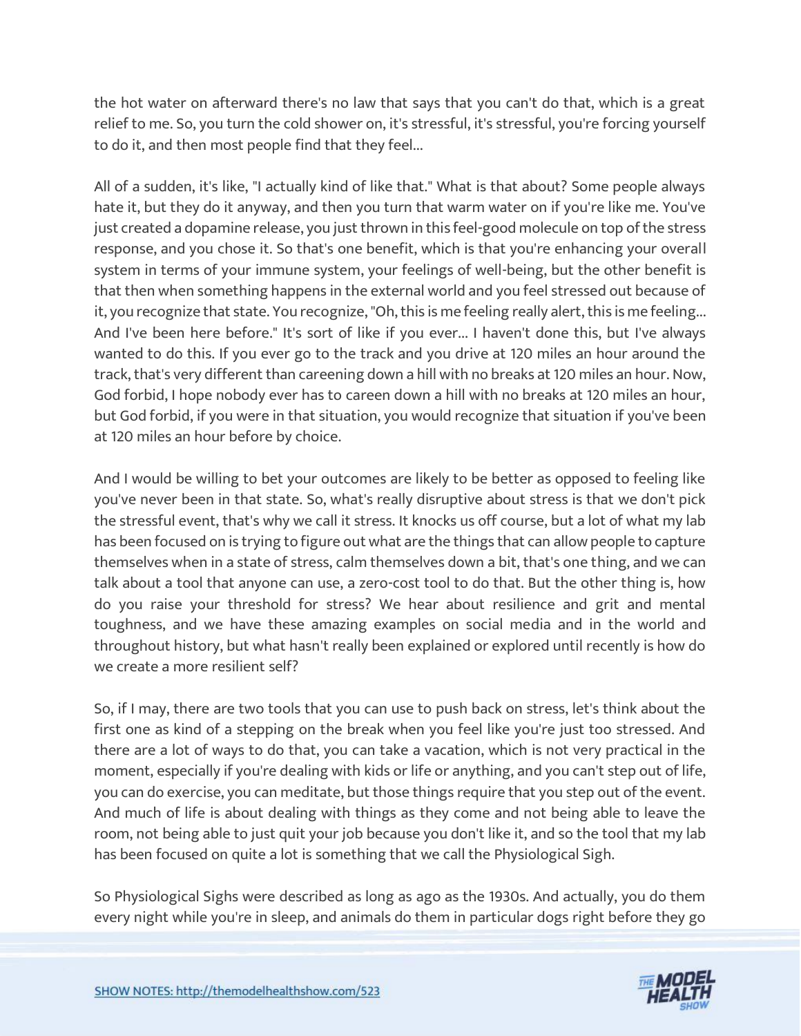the hot water on afterward there's no law that says that you can't do that, which is a great relief to me. So, you turn the cold shower on, it's stressful, it's stressful, you're forcing yourself to do it, and then most people find that they feel...

All of a sudden, it's like, "I actually kind of like that." What is that about? Some people always hate it, but they do it anyway, and then you turn that warm water on if you're like me. You've just created a dopamine release, you just thrown in this feel-good molecule on top of the stress response, and you chose it. So that's one benefit, which is that you're enhancing your overall system in terms of your immune system, your feelings of well-being, but the other benefit is that then when something happens in the external world and you feel stressed out because of it, you recognize that state. You recognize, "Oh, this is me feeling really alert, this is me feeling... And I've been here before." It's sort of like if you ever... I haven't done this, but I've always wanted to do this. If you ever go to the track and you drive at 120 miles an hour around the track, that's very different than careening down a hill with no breaks at 120 miles an hour. Now, God forbid, I hope nobody ever has to careen down a hill with no breaks at 120 miles an hour, but God forbid, if you were in that situation, you would recognize that situation if you've been at 120 miles an hour before by choice.

And I would be willing to bet your outcomes are likely to be better as opposed to feeling like you've never been in that state. So, what's really disruptive about stress is that we don't pick the stressful event, that's why we call it stress. It knocks us off course, but a lot of what my lab has been focused on is trying to figure out what are the things that can allow people to capture themselves when in a state of stress, calm themselves down a bit, that's one thing, and we can talk about a tool that anyone can use, a zero-cost tool to do that. But the other thing is, how do you raise your threshold for stress? We hear about resilience and grit and mental toughness, and we have these amazing examples on social media and in the world and throughout history, but what hasn't really been explained or explored until recently is how do we create a more resilient self?

So, if I may, there are two tools that you can use to push back on stress, let's think about the first one as kind of a stepping on the break when you feel like you're just too stressed. And there are a lot of ways to do that, you can take a vacation, which is not very practical in the moment, especially if you're dealing with kids or life or anything, and you can't step out of life, you can do exercise, you can meditate, but those things require that you step out of the event. And much of life is about dealing with things as they come and not being able to leave the room, not being able to just quit your job because you don't like it, and so the tool that my lab has been focused on quite a lot is something that we call the Physiological Sigh.

So Physiological Sighs were described as long as ago as the 1930s. And actually, you do them every night while you're in sleep, and animals do them in particular dogs right before they go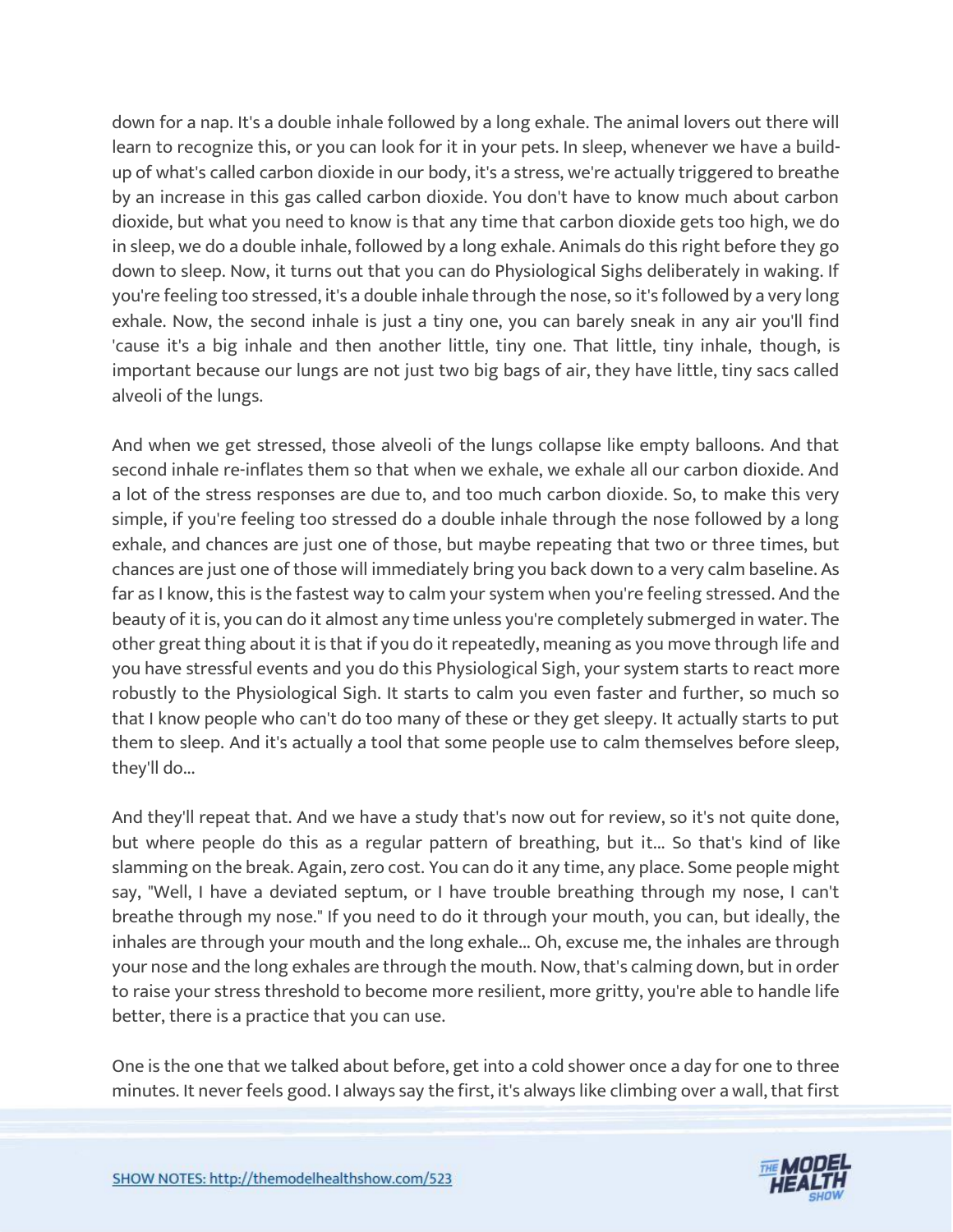down for a nap. It's a double inhale followed by a long exhale. The animal lovers out there will learn to recognize this, or you can look for it in your pets. In sleep, whenever we have a build-up of what's called carbon dioxide in our body, it's a stress, we're actually triggered to breathe by an increase in this gas called carbon dioxide. You don't have to know much about carbon dioxide, but what you need to know is that any time that carbon dioxide gets too high, we do in sleep, we do a double inhale, followed by a long exhale. Animals do this right before they go down to sleep. Now, it turns out that you can do Physiological Sighs deliberately in waking. If you're feeling too stressed, it's a double inhale through the nose, so it's followed by a very long exhale. Now, the second inhale is just a tiny one, you can barely sneak in any air you'll find 'cause it's a big inhale and then another little, tiny one. That little, tiny inhale, though, is important because our lungs are not just two big bags of air, they have little, tiny sacs called alveoli of the lungs.

And when we get stressed, those alveoli of the lungs collapse like empty balloons. And that second inhale re-inflates them so that when we exhale, we exhale all our carbon dioxide. And a lot of the stress responses are due to, and too much carbon dioxide. So, to make this very simple, if you're feeling too stressed do a double inhale through the nose followed by a long exhale, and chances are just one of those, but maybe repeating that two or three times, but chances are just one of those will immediately bring you back down to a very calm baseline. As far as I know, this is the fastest way to calm your system when you're feeling stressed. And the beauty of it is, you can do it almost any time unless you're completely submerged in water. The other great thing about it is that if you do it repeatedly, meaning as you move through life and you have stressful events and you do this Physiological Sigh, your system starts to react more robustly to the Physiological Sigh. It starts to calm you even faster and further, so much so that I know people who can't do too many of these or they get sleepy. It actually starts to put them to sleep. And it's actually a tool that some people use to calm themselves before sleep, they'll do...

And they'll repeat that. And we have a study that's now out for review, so it's not quite done, but where people do this as a regular pattern of breathing, but it... So that's kind of like slamming on the break. Again, zero cost. You can do it any time, any place. Some people might say, "Well, I have a deviated septum, or I have trouble breathing through my nose, I can't breathe through my nose." If you need to do it through your mouth, you can, but ideally, the inhales are through your mouth and the long exhale... Oh, excuse me, the inhales are through your nose and the long exhales are through the mouth. Now, that's calming down, but in order to raise your stress threshold to become more resilient, more gritty, you're able to handle life better, there is a practice that you can use.

One is the one that we talked about before, get into a cold shower once a day for one to three minutes. It never feels good. I always say the first, it's always like climbing over a wall, that first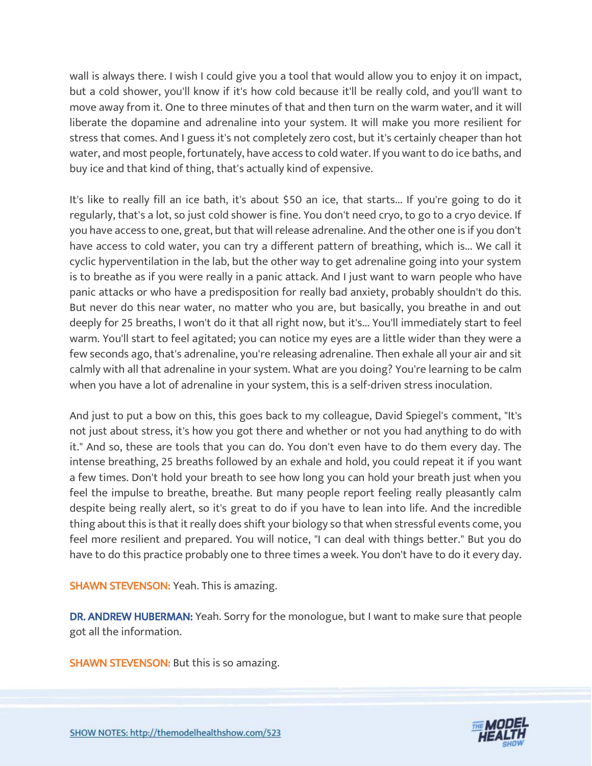wall is always there. I wish I could give you a tool that would allow you to enjoy it on impact, but a cold shower, you'll know if it's how cold because it'll be really cold, and you'll want to move away from it. One to three minutes of that and then turn on the warm water, and it will liberate the dopamine and adrenaline into your system. It will make you more resilient for stress that comes. And I guess it's not completely zero cost, but it's certainly cheaper than hot water, and most people, fortunately, have access to cold water. If you want to do ice baths, and buy ice and that kind of thing, that's actually kind of expensive.

It's like to really fill an ice bath, it's about $50 an ice, that starts... If you're going to do it regularly, that's a lot, so just cold shower is fine. You don't need cryo, to go to a cryo device. If you have access to one, great, but that will release adrenaline. And the other one is if you don't have access to cold water, you can try a different pattern of breathing, which is... We call it cyclic hyperventilation in the lab, but the other way to get adrenaline going into your system is to breathe as if you were really in a panic attack. And I just want to warn people who have panic attacks or who have a predisposition for really bad anxiety, probably shouldn't do this. But never do this near water, no matter who you are, but basically, you breathe in and out deeply for 25 breaths, I won't do it that all right now, but it's... You'll immediately start to feel warm. You'll start to feel agitated; you can notice my eyes are a little wider than they were a few seconds ago, that's adrenaline, you're releasing adrenaline. Then exhale all your air and sit calmly with all that adrenaline in your system. What are you doing? You're learning to be calm when you have a lot of adrenaline in your system, this is a self-driven stress inoculation.

And just to put a bow on this, this goes back to my colleague, David Spiegel's comment, "It's not just about stress, it's how you got there and whether or not you had anything to do with it." And so, these are tools that you can do. You don't even have to do them every day. The intense breathing, 25 breaths followed by an exhale and hold, you could repeat it if you want a few times. Don't hold your breath to see how long you can hold your breath just when you feel the impulse to breathe, breathe. But many people report feeling really pleasantly calm despite being really alert, so it's great to do if you have to lean into life. And the incredible thing about this is that it really does shift your biology so that when stressful events come, you feel more resilient and prepared. You will notice, "I can deal with things better." But you do have to do this practice probably one to three times a week. You don't have to do it every day.

**SHAWN STEVENSON:** Yeah. This is amazing.

**DR. ANDREW HUBERMAN:** Yeah. Sorry for the monologue, but I want to make sure that people got all the information.

**SHAWN STEVENSON:** But this is so amazing.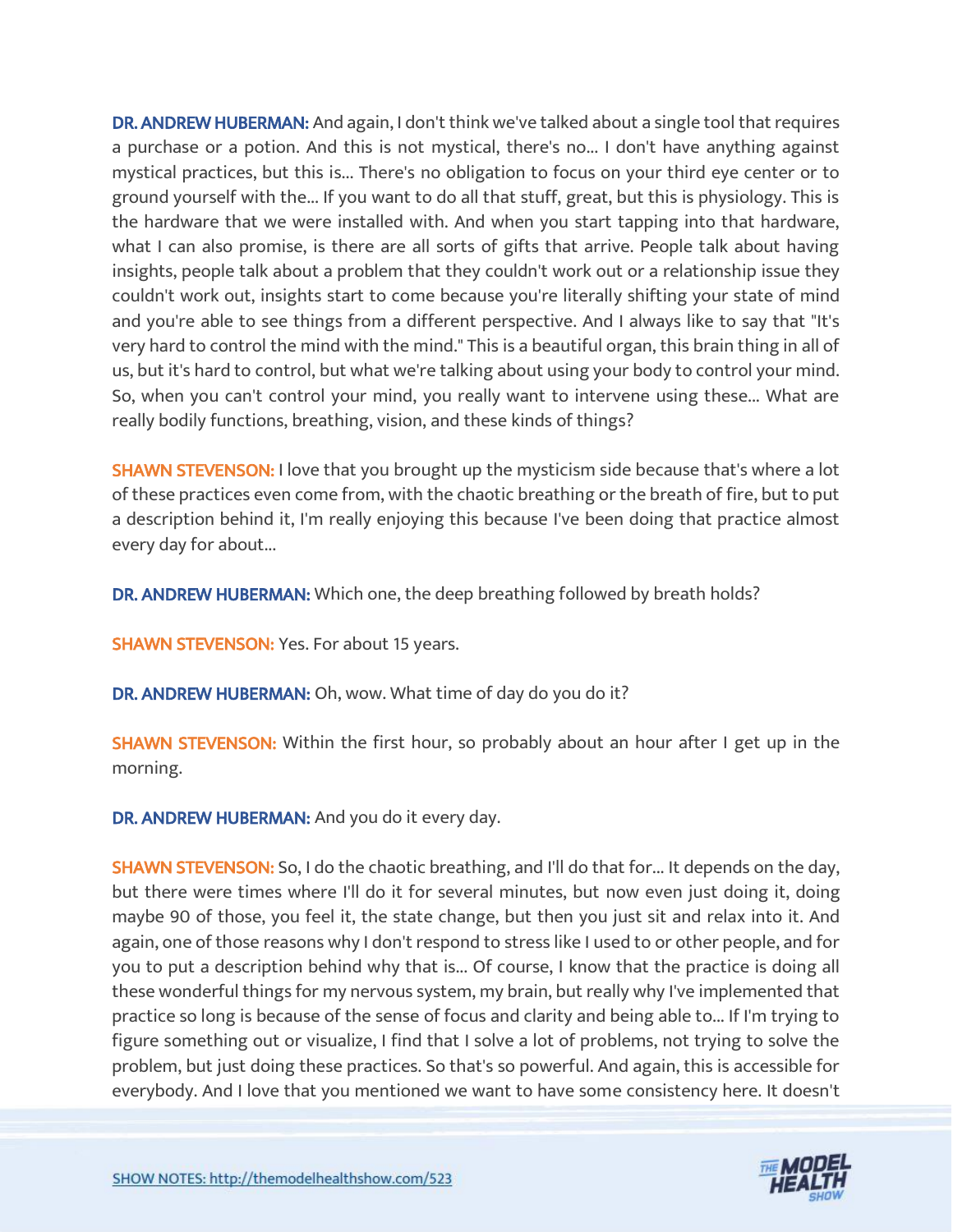**DR. ANDREW HUBERMAN:** And again, I don't think we've talked about a single tool that requires a purchase or a potion. And this is not mystical, there's no... I don't have anything against mystical practices, but this is... There's no obligation to focus on your third eye center or to ground yourself with the... If you want to do all that stuff, great, but this is physiology. This is the hardware that we were installed with. And when you start tapping into that hardware, what I can also promise, is there are all sorts of gifts that arrive. People talk about having insights, people talk about a problem that they couldn't work out or a relationship issue they couldn't work out, insights start to come because you're literally shifting your state of mind and you're able to see things from a different perspective. And I always like to say that "It's very hard to control the mind with the mind." This is a beautiful organ, this brain thing in all of us, but it's hard to control, but what we're talking about using your body to control your mind. So, when you can't control your mind, you really want to intervene using these... What are really bodily functions, breathing, vision, and these kinds of things?

**SHAWN STEVENSON:** I love that you brought up the mysticism side because that's where a lot of these practices even come from, with the chaotic breathing or the breath of fire, but to put a description behind it, I'm really enjoying this because I've been doing that practice almost every day for about...

**DR. ANDREW HUBERMAN:** Which one, the deep breathing followed by breath holds?

**SHAWN STEVENSON:** Yes. For about 15 years.

**DR. ANDREW HUBERMAN:** Oh, wow. What time of day do you do it?

**SHAWN STEVENSON:** Within the first hour, so probably about an hour after I get up in the morning.

**DR. ANDREW HUBERMAN:** And you do it every day.

**SHAWN STEVENSON:** So, I do the chaotic breathing, and I'll do that for... It depends on the day, but there were times where I'll do it for several minutes, but now even just doing it, doing maybe 90 of those, you feel it, the state change, but then you just sit and relax into it. And again, one of those reasons why I don't respond to stress like I used to or other people, and for you to put a description behind why that is... Of course, I know that the practice is doing all these wonderful things for my nervous system, my brain, but really why I've implemented that practice so long is because of the sense of focus and clarity and being able to... If I'm trying to figure something out or visualize, I find that I solve a lot of problems, not trying to solve the problem, but just doing these practices. So that's so powerful. And again, this is accessible for everybody. And I love that you mentioned we want to have some consistency here. It doesn't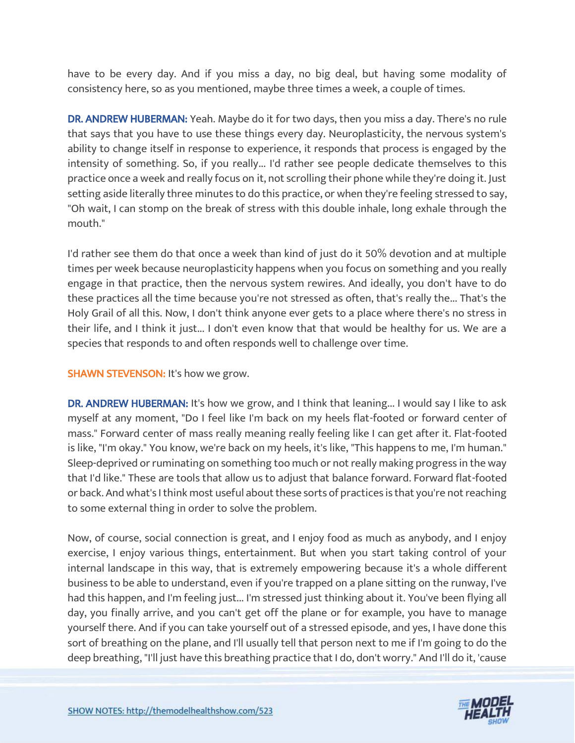have to be every day. And if you miss a day, no big deal, but having some modality of consistency here, so as you mentioned, maybe three times a week, a couple of times.

**DR. ANDREW HUBERMAN:** Yeah. Maybe do it for two days, then you miss a day. There's no rule that says that you have to use these things every day. Neuroplasticity, the nervous system's ability to change itself in response to experience, it responds that process is engaged by the intensity of something. So, if you really... I'd rather see people dedicate themselves to this practice once a week and really focus on it, not scrolling their phone while they're doing it. Just setting aside literally three minutes to do this practice, or when they're feeling stressed to say, "Oh wait, I can stomp on the break of stress with this double inhale, long exhale through the mouth."

I'd rather see them do that once a week than kind of just do it 50% devotion and at multiple times per week because neuroplasticity happens when you focus on something and you really engage in that practice, then the nervous system rewires. And ideally, you don't have to do these practices all the time because you're not stressed as often, that's really the... That's the Holy Grail of all this. Now, I don't think anyone ever gets to a place where there's no stress in their life, and I think it just... I don't even know that that would be healthy for us. We are a species that responds to and often responds well to challenge over time.

**SHAWN STEVENSON:** It's how we grow.

**DR. ANDREW HUBERMAN:** It's how we grow, and I think that leaning... I would say I like to ask myself at any moment, "Do I feel like I'm back on my heels flat-footed or forward center of mass." Forward center of mass really meaning really feeling like I can get after it. Flat-footed is like, "I'm okay." You know, we're back on my heels, it's like, "This happens to me, I'm human." Sleep-deprived or ruminating on something too much or not really making progress in the way that I'd like." These are tools that allow us to adjust that balance forward. Forward flat-footed or back. And what's I think most useful about these sorts of practices is that you're not reaching to some external thing in order to solve the problem.

Now, of course, social connection is great, and I enjoy food as much as anybody, and I enjoy exercise, I enjoy various things, entertainment. But when you start taking control of your internal landscape in this way, that is extremely empowering because it's a whole different business to be able to understand, even if you're trapped on a plane sitting on the runway, I've had this happen, and I'm feeling just... I'm stressed just thinking about it. You've been flying all day, you finally arrive, and you can't get off the plane or for example, you have to manage yourself there. And if you can take yourself out of a stressed episode, and yes, I have done this sort of breathing on the plane, and I'll usually tell that person next to me if I'm going to do the deep breathing, "I'll just have this breathing practice that I do, don't worry." And I'll do it, 'cause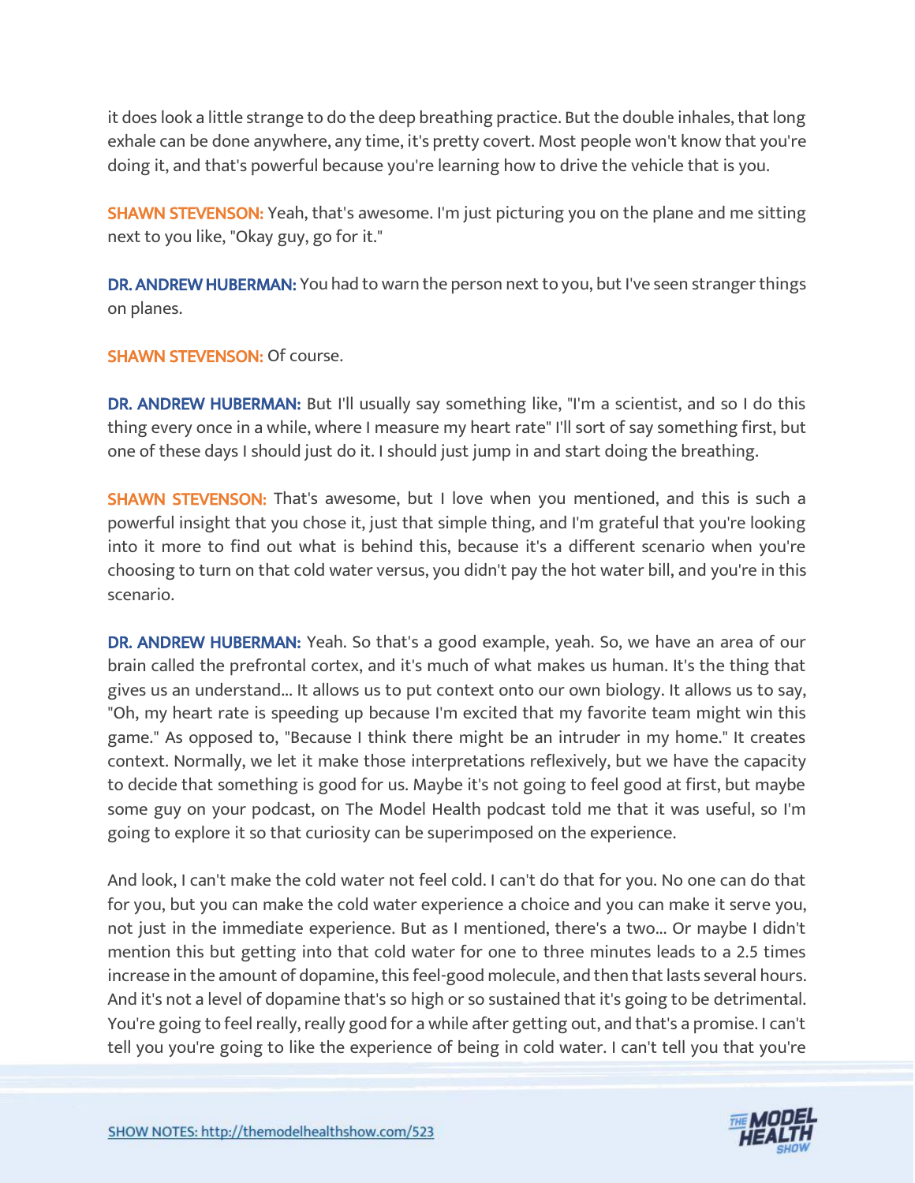it does look a little strange to do the deep breathing practice. But the double inhales, that long exhale can be done anywhere, any time, it's pretty covert. Most people won't know that you're doing it, and that's powerful because you're learning how to drive the vehicle that is you.

**SHAWN STEVENSON:** Yeah, that's awesome. I'm just picturing you on the plane and me sitting next to you like, "Okay guy, go for it."

**DR. ANDREW HUBERMAN:** You had to warn the person next to you, but I've seen stranger things on planes.

**SHAWN STEVENSON:** Of course.

**DR. ANDREW HUBERMAN:** But I'll usually say something like, "I'm a scientist, and so I do this thing every once in a while, where I measure my heart rate" I'll sort of say something first, but one of these days I should just do it. I should just jump in and start doing the breathing.

**SHAWN STEVENSON:** That's awesome, but I love when you mentioned, and this is such a powerful insight that you chose it, just that simple thing, and I'm grateful that you're looking into it more to find out what is behind this, because it's a different scenario when you're choosing to turn on that cold water versus, you didn't pay the hot water bill, and you're in this scenario.

**DR. ANDREW HUBERMAN:** Yeah. So that's a good example, yeah. So, we have an area of our brain called the prefrontal cortex, and it's much of what makes us human. It's the thing that gives us an understand... It allows us to put context onto our own biology. It allows us to say, "Oh, my heart rate is speeding up because I'm excited that my favorite team might win this game." As opposed to, "Because I think there might be an intruder in my home." It creates context. Normally, we let it make those interpretations reflexively, but we have the capacity to decide that something is good for us. Maybe it's not going to feel good at first, but maybe some guy on your podcast, on The Model Health podcast told me that it was useful, so I'm going to explore it so that curiosity can be superimposed on the experience.

And look, I can't make the cold water not feel cold. I can't do that for you. No one can do that for you, but you can make the cold water experience a choice and you can make it serve you, not just in the immediate experience. But as I mentioned, there's a two... Or maybe I didn't mention this but getting into that cold water for one to three minutes leads to a 2.5 times increase in the amount of dopamine, this feel-good molecule, and then that lasts several hours. And it's not a level of dopamine that's so high or so sustained that it's going to be detrimental. You're going to feel really, really good for a while after getting out, and that's a promise. I can't tell you you're going to like the experience of being in cold water. I can't tell you that you're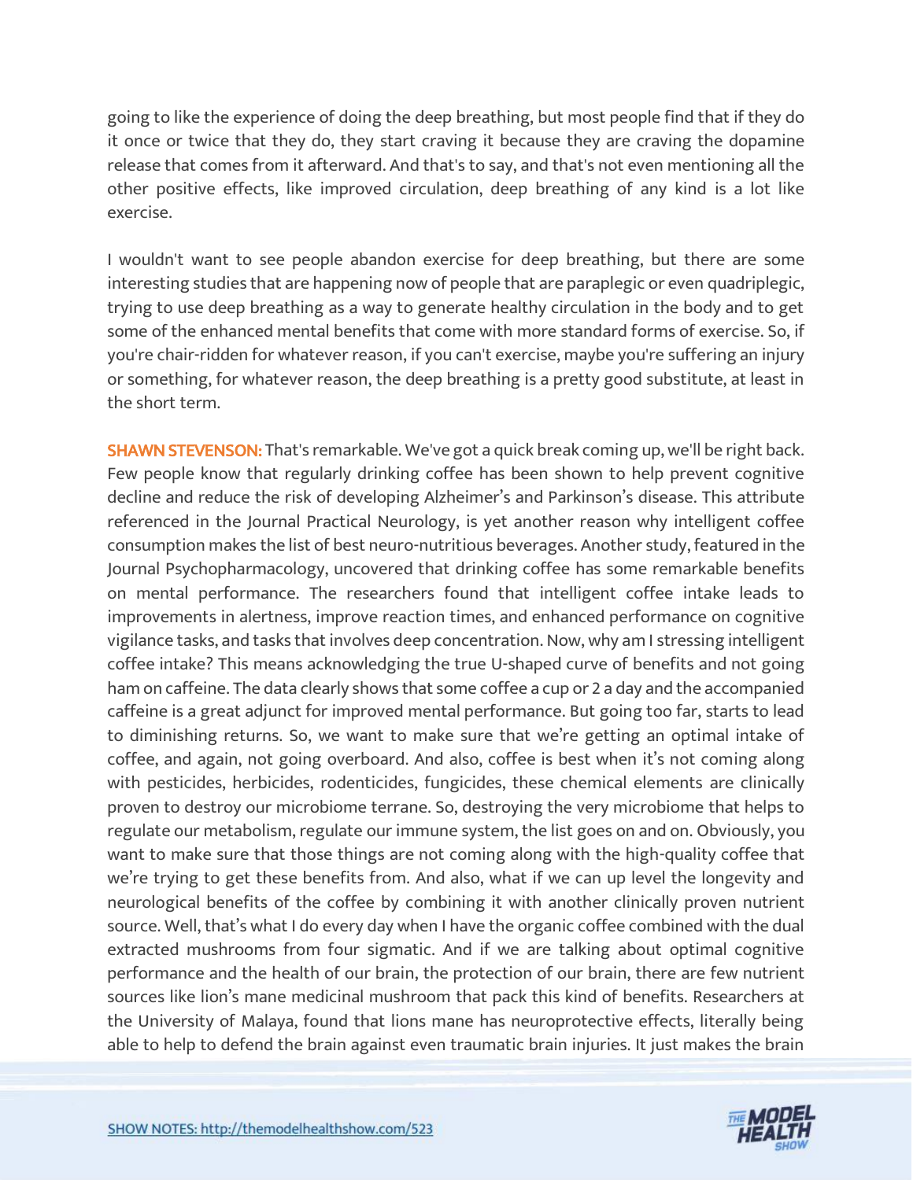going to like the experience of doing the deep breathing, but most people find that if they do it once or twice that they do, they start craving it because they are craving the dopamine release that comes from it afterward. And that's to say, and that's not even mentioning all the other positive effects, like improved circulation, deep breathing of any kind is a lot like exercise.

I wouldn't want to see people abandon exercise for deep breathing, but there are some interesting studies that are happening now of people that are paraplegic or even quadriplegic, trying to use deep breathing as a way to generate healthy circulation in the body and to get some of the enhanced mental benefits that come with more standard forms of exercise. So, if you're chair-ridden for whatever reason, if you can't exercise, maybe you're suffering an injury or something, for whatever reason, the deep breathing is a pretty good substitute, at least in the short term.

**SHAWN STEVENSON:** That's remarkable. We've got a quick break coming up, we'll be right back. Few people know that regularly drinking coffee has been shown to help prevent cognitive decline and reduce the risk of developing Alzheimer's and Parkinson's disease. This attribute referenced in the Journal Practical Neurology, is yet another reason why intelligent coffee consumption makes the list of best neuro-nutritious beverages. Another study, featured in the Journal Psychopharmacology, uncovered that drinking coffee has some remarkable benefits on mental performance. The researchers found that intelligent coffee intake leads to improvements in alertness, improve reaction times, and enhanced performance on cognitive vigilance tasks, and tasks that involves deep concentration. Now, why am I stressing intelligent coffee intake? This means acknowledging the true U-shaped curve of benefits and not going ham on caffeine. The data clearly shows that some coffee a cup or 2 a day and the accompanied caffeine is a great adjunct for improved mental performance. But going too far, starts to lead to diminishing returns. So, we want to make sure that we're getting an optimal intake of coffee, and again, not going overboard. And also, coffee is best when it's not coming along with pesticides, herbicides, rodenticides, fungicides, these chemical elements are clinically proven to destroy our microbiome terrane. So, destroying the very microbiome that helps to regulate our metabolism, regulate our immune system, the list goes on and on. Obviously, you want to make sure that those things are not coming along with the high-quality coffee that we're trying to get these benefits from. And also, what if we can up level the longevity and neurological benefits of the coffee by combining it with another clinically proven nutrient source. Well, that's what I do every day when I have the organic coffee combined with the dual extracted mushrooms from four sigmatic. And if we are talking about optimal cognitive performance and the health of our brain, the protection of our brain, there are few nutrient sources like lion's mane medicinal mushroom that pack this kind of benefits. Researchers at the University of Malaya, found that lions mane has neuroprotective effects, literally being able to help to defend the brain against even traumatic brain injuries. It just makes the brain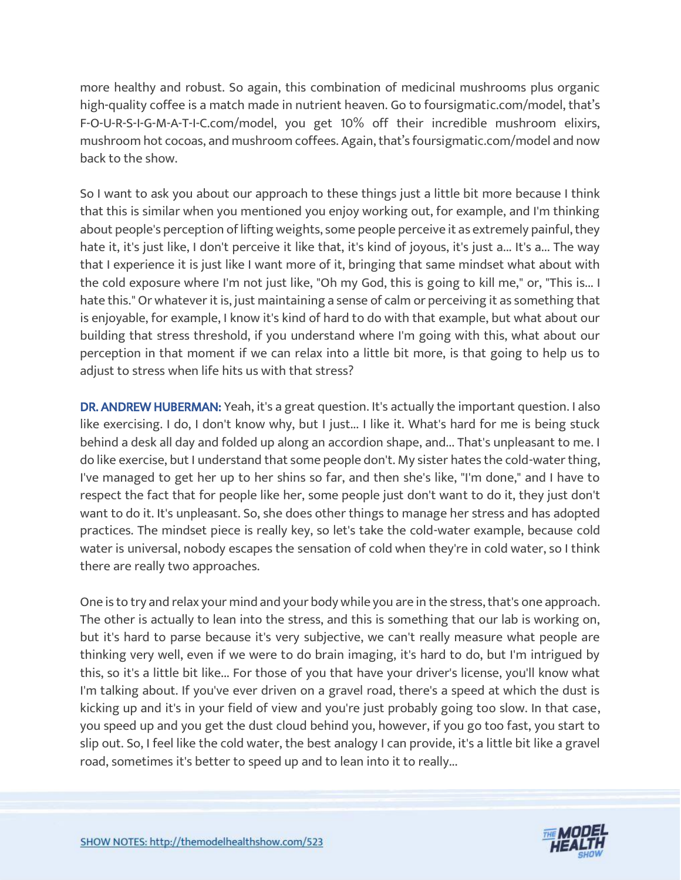more healthy and robust. So again, this combination of medicinal mushrooms plus organic high-quality coffee is a match made in nutrient heaven. Go to foursigmatic.com/model, that's F-O-U-R-S-I-G-M-A-T-I-C.com/model, you get 10% off their incredible mushroom elixirs, mushroom hot cocoas, and mushroom coffees. Again, that's foursigmatic.com/model and now back to the show.

So I want to ask you about our approach to these things just a little bit more because I think that this is similar when you mentioned you enjoy working out, for example, and I'm thinking about people's perception of lifting weights, some people perceive it as extremely painful, they hate it, it's just like, I don't perceive it like that, it's kind of joyous, it's just a... It's a... The way that I experience it is just like I want more of it, bringing that same mindset what about with the cold exposure where I'm not just like, "Oh my God, this is going to kill me," or, "This is... I hate this." Or whatever it is, just maintaining a sense of calm or perceiving it as something that is enjoyable, for example, I know it's kind of hard to do with that example, but what about our building that stress threshold, if you understand where I'm going with this, what about our perception in that moment if we can relax into a little bit more, is that going to help us to adjust to stress when life hits us with that stress?

**DR. ANDREW HUBERMAN:** Yeah, it's a great question. It's actually the important question. I also like exercising. I do, I don't know why, but I just... I like it. What's hard for me is being stuck behind a desk all day and folded up along an accordion shape, and... That's unpleasant to me. I do like exercise, but I understand that some people don't. My sister hates the cold-water thing, I've managed to get her up to her shins so far, and then she's like, "I'm done," and I have to respect the fact that for people like her, some people just don't want to do it, they just don't want to do it. It's unpleasant. So, she does other things to manage her stress and has adopted practices. The mindset piece is really key, so let's take the cold-water example, because cold water is universal, nobody escapes the sensation of cold when they're in cold water, so I think there are really two approaches.

One is to try and relax your mind and your body while you are in the stress, that's one approach. The other is actually to lean into the stress, and this is something that our lab is working on, but it's hard to parse because it's very subjective, we can't really measure what people are thinking very well, even if we were to do brain imaging, it's hard to do, but I'm intrigued by this, so it's a little bit like... For those of you that have your driver's license, you'll know what I'm talking about. If you've ever driven on a gravel road, there's a speed at which the dust is kicking up and it's in your field of view and you're just probably going too slow. In that case, you speed up and you get the dust cloud behind you, however, if you go too fast, you start to slip out. So, I feel like the cold water, the best analogy I can provide, it's a little bit like a gravel road, sometimes it's better to speed up and to lean into it to really...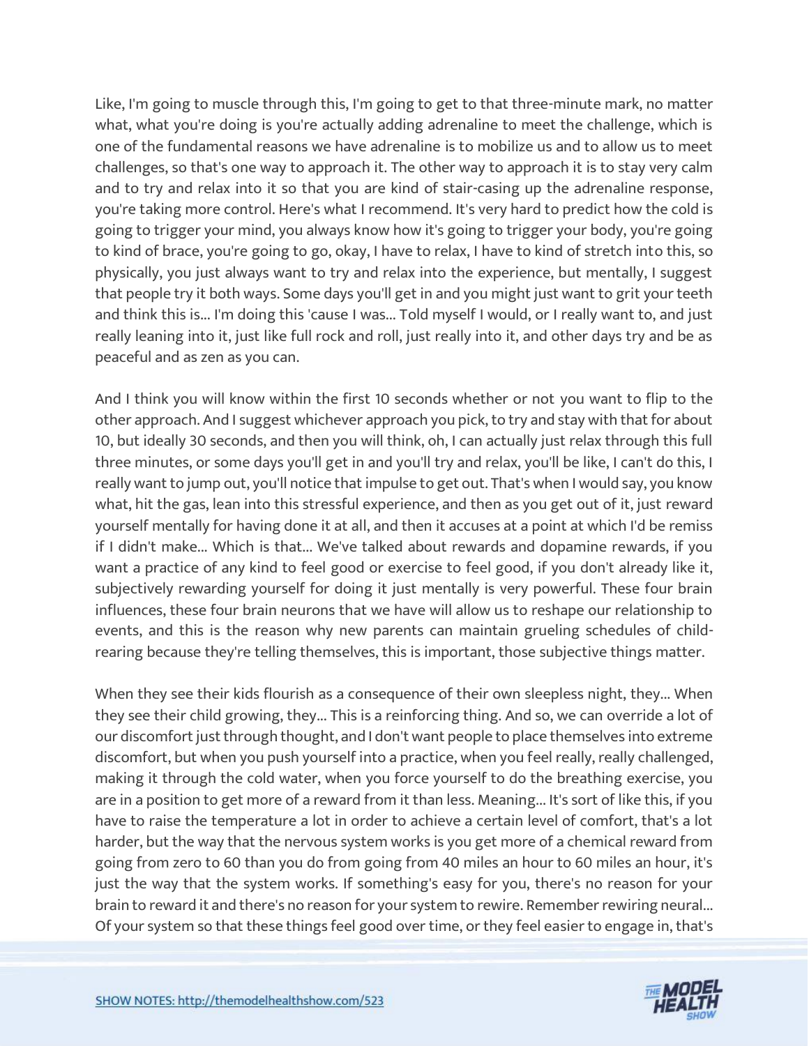Like, I'm going to muscle through this, I'm going to get to that three-minute mark, no matter what, what you're doing is you're actually adding adrenaline to meet the challenge, which is one of the fundamental reasons we have adrenaline is to mobilize us and to allow us to meet challenges, so that's one way to approach it. The other way to approach it is to stay very calm and to try and relax into it so that you are kind of stair-casing up the adrenaline response, you're taking more control. Here's what I recommend. It's very hard to predict how the cold is going to trigger your mind, you always know how it's going to trigger your body, you're going to kind of brace, you're going to go, okay, I have to relax, I have to kind of stretch into this, so physically, you just always want to try and relax into the experience, but mentally, I suggest that people try it both ways. Some days you'll get in and you might just want to grit your teeth and think this is... I'm doing this 'cause I was... Told myself I would, or I really want to, and just really leaning into it, just like full rock and roll, just really into it, and other days try and be as peaceful and as zen as you can.

And I think you will know within the first 10 seconds whether or not you want to flip to the other approach. And I suggest whichever approach you pick, to try and stay with that for about 10, but ideally 30 seconds, and then you will think, oh, I can actually just relax through this full three minutes, or some days you'll get in and you'll try and relax, you'll be like, I can't do this, I really want to jump out, you'll notice that impulse to get out. That's when I would say, you know what, hit the gas, lean into this stressful experience, and then as you get out of it, just reward yourself mentally for having done it at all, and then it accuses at a point at which I'd be remiss if I didn't make... Which is that... We've talked about rewards and dopamine rewards, if you want a practice of any kind to feel good or exercise to feel good, if you don't already like it, subjectively rewarding yourself for doing it just mentally is very powerful. These four brain influences, these four brain neurons that we have will allow us to reshape our relationship to events, and this is the reason why new parents can maintain grueling schedules of child-rearing because they're telling themselves, this is important, those subjective things matter.

When they see their kids flourish as a consequence of their own sleepless night, they... When they see their child growing, they... This is a reinforcing thing. And so, we can override a lot of our discomfort just through thought, and I don't want people to place themselves into extreme discomfort, but when you push yourself into a practice, when you feel really, really challenged, making it through the cold water, when you force yourself to do the breathing exercise, you are in a position to get more of a reward from it than less. Meaning... It's sort of like this, if you have to raise the temperature a lot in order to achieve a certain level of comfort, that's a lot harder, but the way that the nervous system works is you get more of a chemical reward from going from zero to 60 than you do from going from 40 miles an hour to 60 miles an hour, it's just the way that the system works. If something's easy for you, there's no reason for your brain to reward it and there's no reason for your system to rewire. Remember rewiring neural... Of your system so that these things feel good over time, or they feel easier to engage in, that's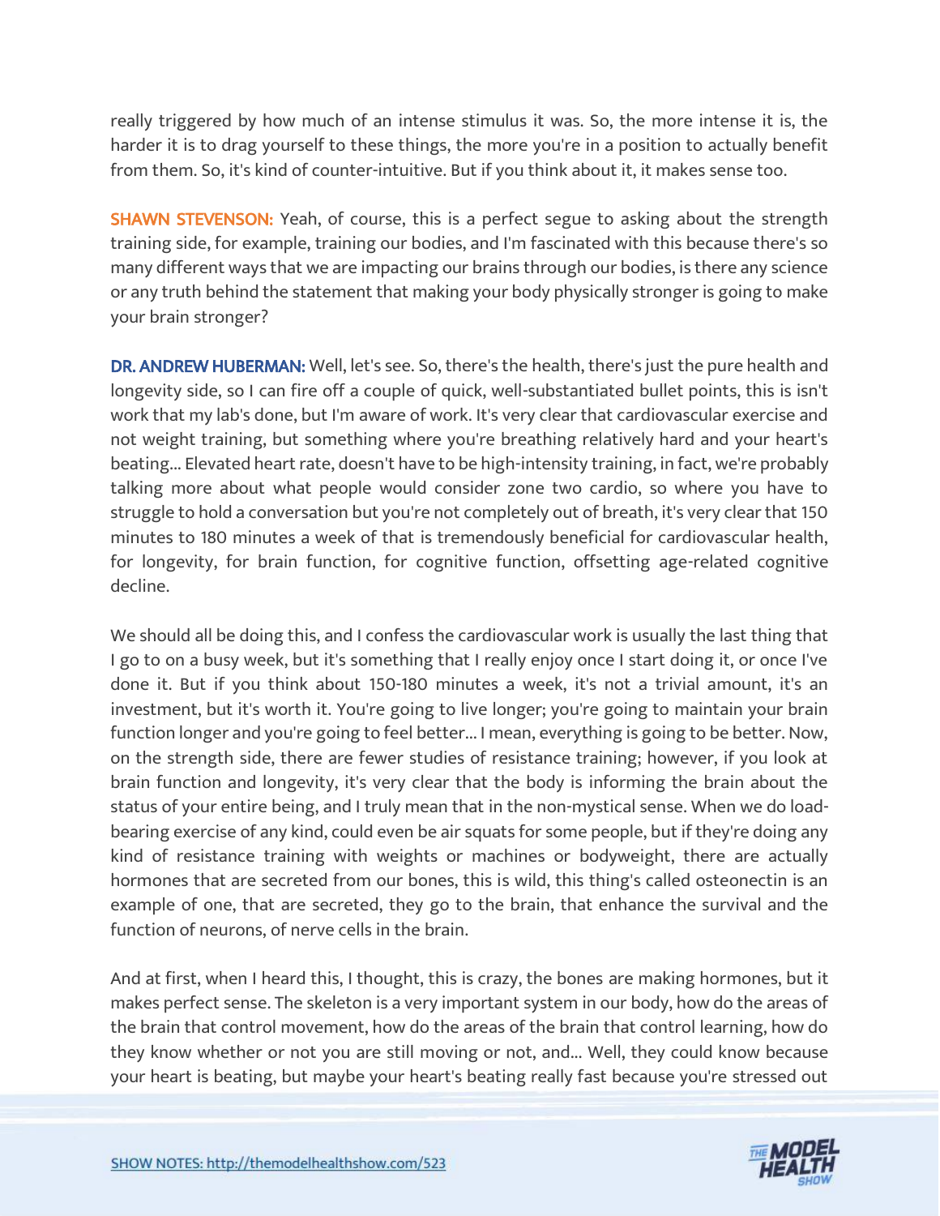really triggered by how much of an intense stimulus it was. So, the more intense it is, the harder it is to drag yourself to these things, the more you're in a position to actually benefit from them. So, it's kind of counter-intuitive. But if you think about it, it makes sense too.

**SHAWN STEVENSON:** Yeah, of course, this is a perfect segue to asking about the strength training side, for example, training our bodies, and I'm fascinated with this because there's so many different ways that we are impacting our brains through our bodies, is there any science or any truth behind the statement that making your body physically stronger is going to make your brain stronger?

**DR. ANDREW HUBERMAN:** Well, let's see. So, there's the health, there's just the pure health and longevity side, so I can fire off a couple of quick, well-substantiated bullet points, this is isn't work that my lab's done, but I'm aware of work. It's very clear that cardiovascular exercise and not weight training, but something where you're breathing relatively hard and your heart's beating... Elevated heart rate, doesn't have to be high-intensity training, in fact, we're probably talking more about what people would consider zone two cardio, so where you have to struggle to hold a conversation but you're not completely out of breath, it's very clear that 150 minutes to 180 minutes a week of that is tremendously beneficial for cardiovascular health, for longevity, for brain function, for cognitive function, offsetting age-related cognitive decline.

We should all be doing this, and I confess the cardiovascular work is usually the last thing that I go to on a busy week, but it's something that I really enjoy once I start doing it, or once I've done it. But if you think about 150-180 minutes a week, it's not a trivial amount, it's an investment, but it's worth it. You're going to live longer; you're going to maintain your brain function longer and you're going to feel better... I mean, everything is going to be better. Now, on the strength side, there are fewer studies of resistance training; however, if you look at brain function and longevity, it's very clear that the body is informing the brain about the status of your entire being, and I truly mean that in the non-mystical sense. When we do load-bearing exercise of any kind, could even be air squats for some people, but if they're doing any kind of resistance training with weights or machines or bodyweight, there are actually hormones that are secreted from our bones, this is wild, this thing's called osteonectin is an example of one, that are secreted, they go to the brain, that enhance the survival and the function of neurons, of nerve cells in the brain.

And at first, when I heard this, I thought, this is crazy, the bones are making hormones, but it makes perfect sense. The skeleton is a very important system in our body, how do the areas of the brain that control movement, how do the areas of the brain that control learning, how do they know whether or not you are still moving or not, and... Well, they could know because your heart is beating, but maybe your heart's beating really fast because you're stressed out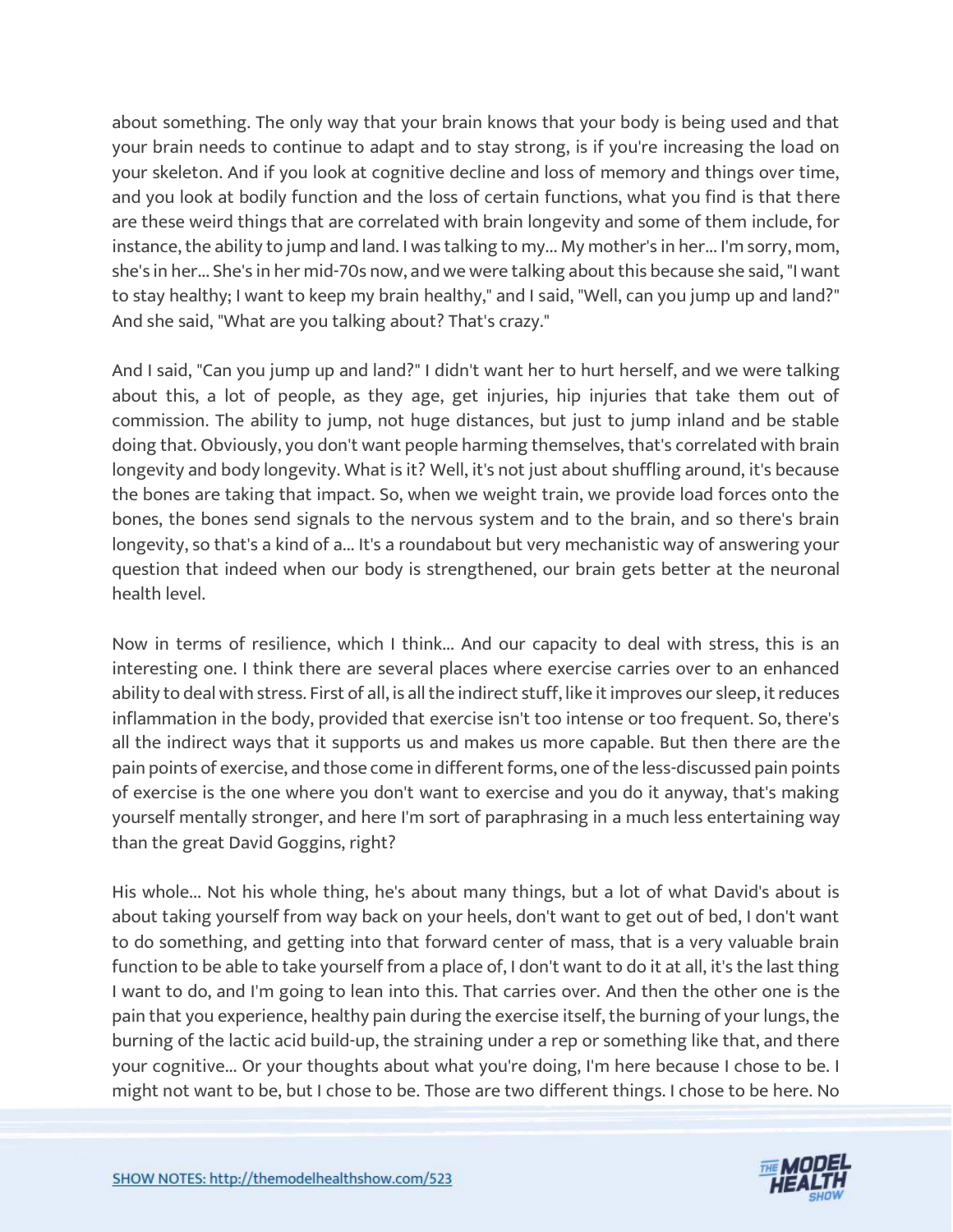about something. The only way that your brain knows that your body is being used and that your brain needs to continue to adapt and to stay strong, is if you're increasing the load on your skeleton. And if you look at cognitive decline and loss of memory and things over time, and you look at bodily function and the loss of certain functions, what you find is that there are these weird things that are correlated with brain longevity and some of them include, for instance, the ability to jump and land. I was talking to my... My mother's in her... I'm sorry, mom, she's in her... She's in her mid-70s now, and we were talking about this because she said, "I want to stay healthy; I want to keep my brain healthy," and I said, "Well, can you jump up and land?" And she said, "What are you talking about? That's crazy."

And I said, "Can you jump up and land?" I didn't want her to hurt herself, and we were talking about this, a lot of people, as they age, get injuries, hip injuries that take them out of commission. The ability to jump, not huge distances, but just to jump inland and be stable doing that. Obviously, you don't want people harming themselves, that's correlated with brain longevity and body longevity. What is it? Well, it's not just about shuffling around, it's because the bones are taking that impact. So, when we weight train, we provide load forces onto the bones, the bones send signals to the nervous system and to the brain, and so there's brain longevity, so that's a kind of a... It's a roundabout but very mechanistic way of answering your question that indeed when our body is strengthened, our brain gets better at the neuronal health level.

Now in terms of resilience, which I think... And our capacity to deal with stress, this is an interesting one. I think there are several places where exercise carries over to an enhanced ability to deal with stress. First of all, is all the indirect stuff, like it improves our sleep, it reduces inflammation in the body, provided that exercise isn't too intense or too frequent. So, there's all the indirect ways that it supports us and makes us more capable. But then there are the pain points of exercise, and those come in different forms, one of the less-discussed pain points of exercise is the one where you don't want to exercise and you do it anyway, that's making yourself mentally stronger, and here I'm sort of paraphrasing in a much less entertaining way than the great David Goggins, right?

His whole... Not his whole thing, he's about many things, but a lot of what David's about is about taking yourself from way back on your heels, don't want to get out of bed, I don't want to do something, and getting into that forward center of mass, that is a very valuable brain function to be able to take yourself from a place of, I don't want to do it at all, it's the last thing I want to do, and I'm going to lean into this. That carries over. And then the other one is the pain that you experience, healthy pain during the exercise itself, the burning of your lungs, the burning of the lactic acid build-up, the straining under a rep or something like that, and there your cognitive... Or your thoughts about what you're doing, I'm here because I chose to be. I might not want to be, but I chose to be. Those are two different things. I chose to be here. No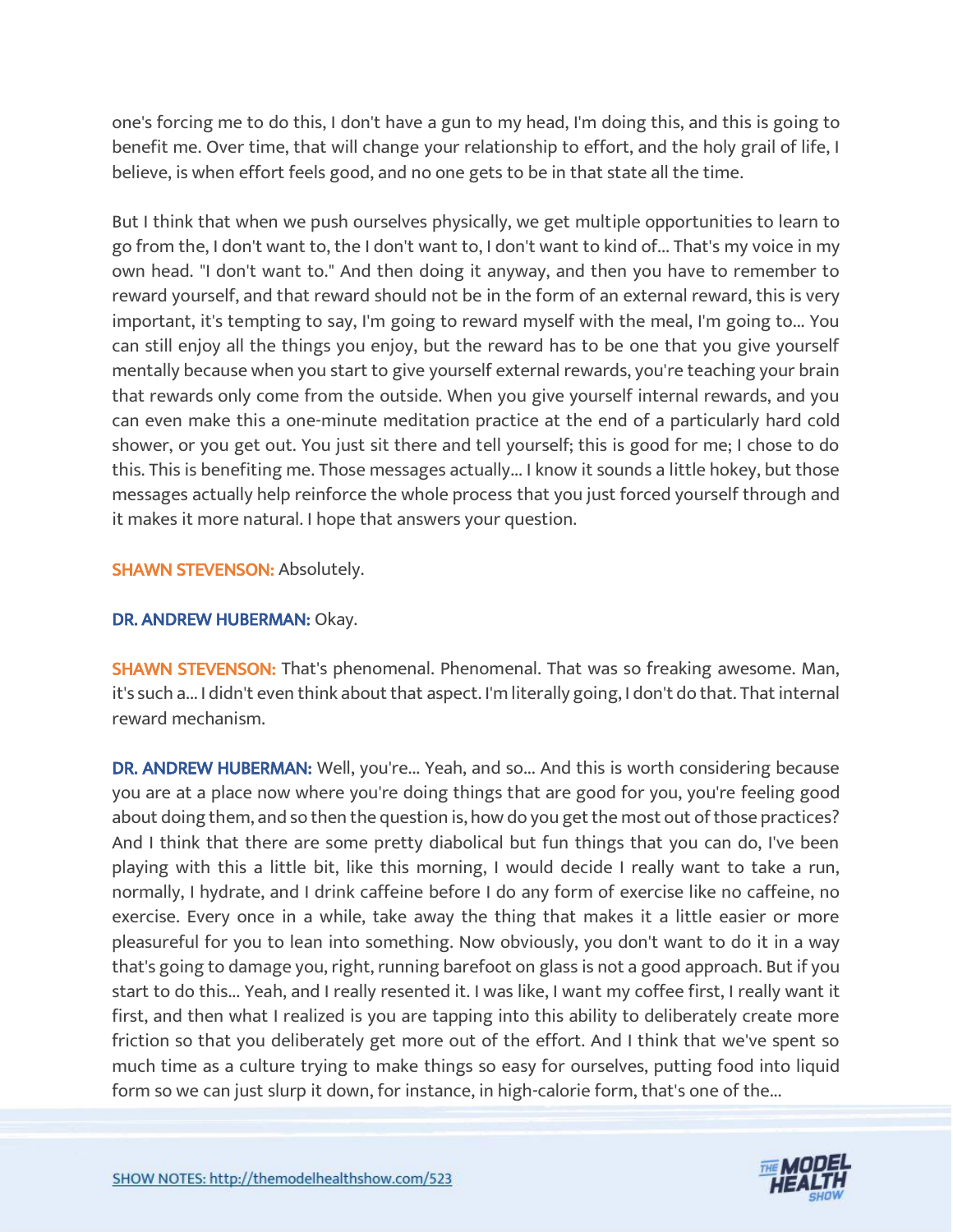one's forcing me to do this, I don't have a gun to my head, I'm doing this, and this is going to benefit me. Over time, that will change your relationship to effort, and the holy grail of life, I believe, is when effort feels good, and no one gets to be in that state all the time.

But I think that when we push ourselves physically, we get multiple opportunities to learn to go from the, I don't want to, the I don't want to, I don't want to kind of... That's my voice in my own head. "I don't want to." And then doing it anyway, and then you have to remember to reward yourself, and that reward should not be in the form of an external reward, this is very important, it's tempting to say, I'm going to reward myself with the meal, I'm going to... You can still enjoy all the things you enjoy, but the reward has to be one that you give yourself mentally because when you start to give yourself external rewards, you're teaching your brain that rewards only come from the outside. When you give yourself internal rewards, and you can even make this a one-minute meditation practice at the end of a particularly hard cold shower, or you get out. You just sit there and tell yourself; this is good for me; I chose to do this. This is benefiting me. Those messages actually... I know it sounds a little hokey, but those messages actually help reinforce the whole process that you just forced yourself through and it makes it more natural. I hope that answers your question.

**SHAWN STEVENSON:** Absolutely.

**DR. ANDREW HUBERMAN:** Okay.

**SHAWN STEVENSON:** That's phenomenal. Phenomenal. That was so freaking awesome. Man, it's such a... I didn't even think about that aspect. I'm literally going, I don't do that. That internal reward mechanism.

**DR. ANDREW HUBERMAN:** Well, you're... Yeah, and so... And this is worth considering because you are at a place now where you're doing things that are good for you, you're feeling good about doing them, and so then the question is, how do you get the most out of those practices? And I think that there are some pretty diabolical but fun things that you can do, I've been playing with this a little bit, like this morning, I would decide I really want to take a run, normally, I hydrate, and I drink caffeine before I do any form of exercise like no caffeine, no exercise. Every once in a while, take away the thing that makes it a little easier or more pleasureful for you to lean into something. Now obviously, you don't want to do it in a way that's going to damage you, right, running barefoot on glass is not a good approach. But if you start to do this... Yeah, and I really resented it. I was like, I want my coffee first, I really want it first, and then what I realized is you are tapping into this ability to deliberately create more friction so that you deliberately get more out of the effort. And I think that we've spent so much time as a culture trying to make things so easy for ourselves, putting food into liquid form so we can just slurp it down, for instance, in high-calorie form, that's one of the...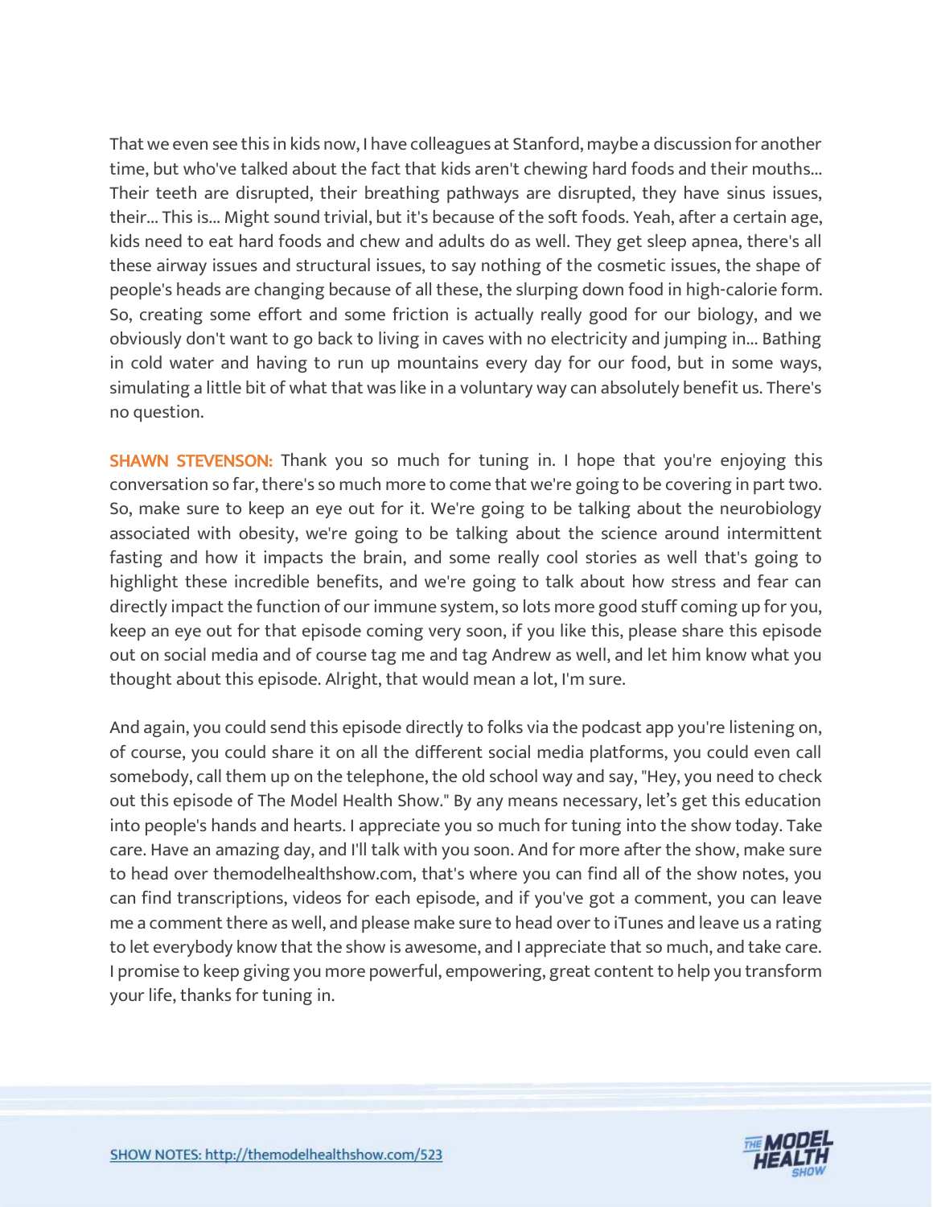That we even see this in kids now, I have colleagues at Stanford, maybe a discussion for another time, but who've talked about the fact that kids aren't chewing hard foods and their mouths... Their teeth are disrupted, their breathing pathways are disrupted, they have sinus issues, their... This is... Might sound trivial, but it's because of the soft foods. Yeah, after a certain age, kids need to eat hard foods and chew and adults do as well. They get sleep apnea, there's all these airway issues and structural issues, to say nothing of the cosmetic issues, the shape of people's heads are changing because of all these, the slurping down food in high-calorie form. So, creating some effort and some friction is actually really good for our biology, and we obviously don't want to go back to living in caves with no electricity and jumping in... Bathing in cold water and having to run up mountains every day for our food, but in some ways, simulating a little bit of what that was like in a voluntary way can absolutely benefit us. There's no question.

**SHAWN STEVENSON:** Thank you so much for tuning in. I hope that you're enjoying this conversation so far, there's so much more to come that we're going to be covering in part two. So, make sure to keep an eye out for it. We're going to be talking about the neurobiology associated with obesity, we're going to be talking about the science around intermittent fasting and how it impacts the brain, and some really cool stories as well that's going to highlight these incredible benefits, and we're going to talk about how stress and fear can directly impact the function of our immune system, so lots more good stuff coming up for you, keep an eye out for that episode coming very soon, if you like this, please share this episode out on social media and of course tag me and tag Andrew as well, and let him know what you thought about this episode. Alright, that would mean a lot, I'm sure.

And again, you could send this episode directly to folks via the podcast app you're listening on, of course, you could share it on all the different social media platforms, you could even call somebody, call them up on the telephone, the old school way and say, "Hey, you need to check out this episode of The Model Health Show." By any means necessary, let's get this education into people's hands and hearts. I appreciate you so much for tuning into the show today. Take care. Have an amazing day, and I'll talk with you soon. And for more after the show, make sure to head over themodelhealthshow.com, that's where you can find all of the show notes, you can find transcriptions, videos for each episode, and if you've got a comment, you can leave me a comment there as well, and please make sure to head over to iTunes and leave us a rating to let everybody know that the show is awesome, and I appreciate that so much, and take care. I promise to keep giving you more powerful, empowering, great content to help you transform your life, thanks for tuning in.